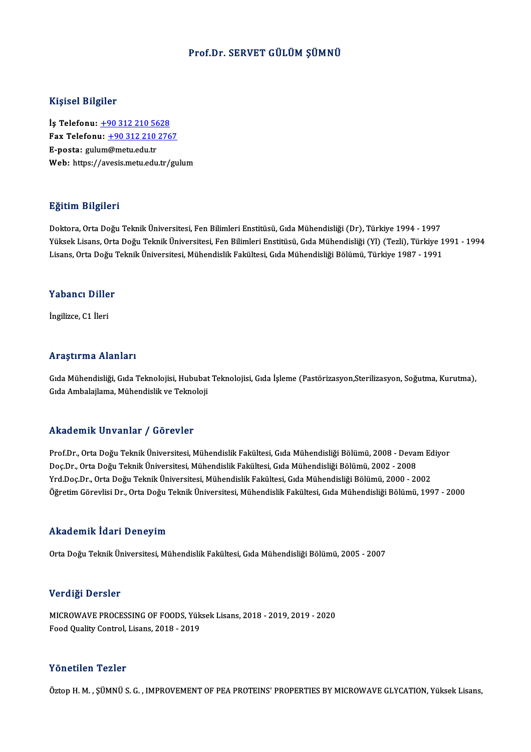# Prof.Dr. SERVET GÜLÜM ŞÜMNÜ

## Kişisel Bilgiler

**İş Telefonu:** +90 312 210 5628
**Fax Telefonu:** +90 312 210 2767
**E-posta:** gulum@metu.edu.tr
**Web:** https://avesis.metu.edu.tr/gulum

## Eğitim Bilgileri

Doktora, Orta Doğu Teknik Üniversitesi, Fen Bilimleri Enstitüsü, Gıda Mühendisliği (Dr), Türkiye 1994 - 1997
Yüksek Lisans, Orta Doğu Teknik Üniversitesi, Fen Bilimleri Enstitüsü, Gıda Mühendisliği (Yl) (Tezli), Türkiye 1991 - 1994
Lisans, Orta Doğu Teknik Üniversitesi, Mühendislik Fakültesi, Gıda Mühendisliği Bölümü, Türkiye 1987 - 1991

## Yabancı Diller

İngilizce, C1 İleri

## Araştırma Alanları

Gıda Mühendisliği, Gıda Teknolojisi, Hububat Teknolojisi, Gıda İşleme (Pastörizasyon,Sterilizasyon, Soğutma, Kurutma), Gıda Ambalajlama, Mühendislik ve Teknoloji

## Akademik Unvanlar / Görevler

Prof.Dr., Orta Doğu Teknik Üniversitesi, Mühendislik Fakültesi, Gıda Mühendisliği Bölümü, 2008 - Devam Ediyor
Doç.Dr., Orta Doğu Teknik Üniversitesi, Mühendislik Fakültesi, Gıda Mühendisliği Bölümü, 2002 - 2008
Yrd.Doç.Dr., Orta Doğu Teknik Üniversitesi, Mühendislik Fakültesi, Gıda Mühendisliği Bölümü, 2000 - 2002
Öğretim Görevlisi Dr., Orta Doğu Teknik Üniversitesi, Mühendislik Fakültesi, Gıda Mühendisliği Bölümü, 1997 - 2000

## Akademik İdari Deneyim

Orta Doğu Teknik Üniversitesi, Mühendislik Fakültesi, Gıda Mühendisliği Bölümü, 2005 - 2007

## Verdiği Dersler

MICROWAVE PROCESSING OF FOODS, Yüksek Lisans, 2018 - 2019, 2019 - 2020
Food Quality Control, Lisans, 2018 - 2019

## Yönetilen Tezler

Öztop H. M. , ŞÜMNÜ S. G. , IMPROVEMENT OF PEA PROTEINS' PROPERTIES BY MICROWAVE GLYCATION, Yüksek Lisans,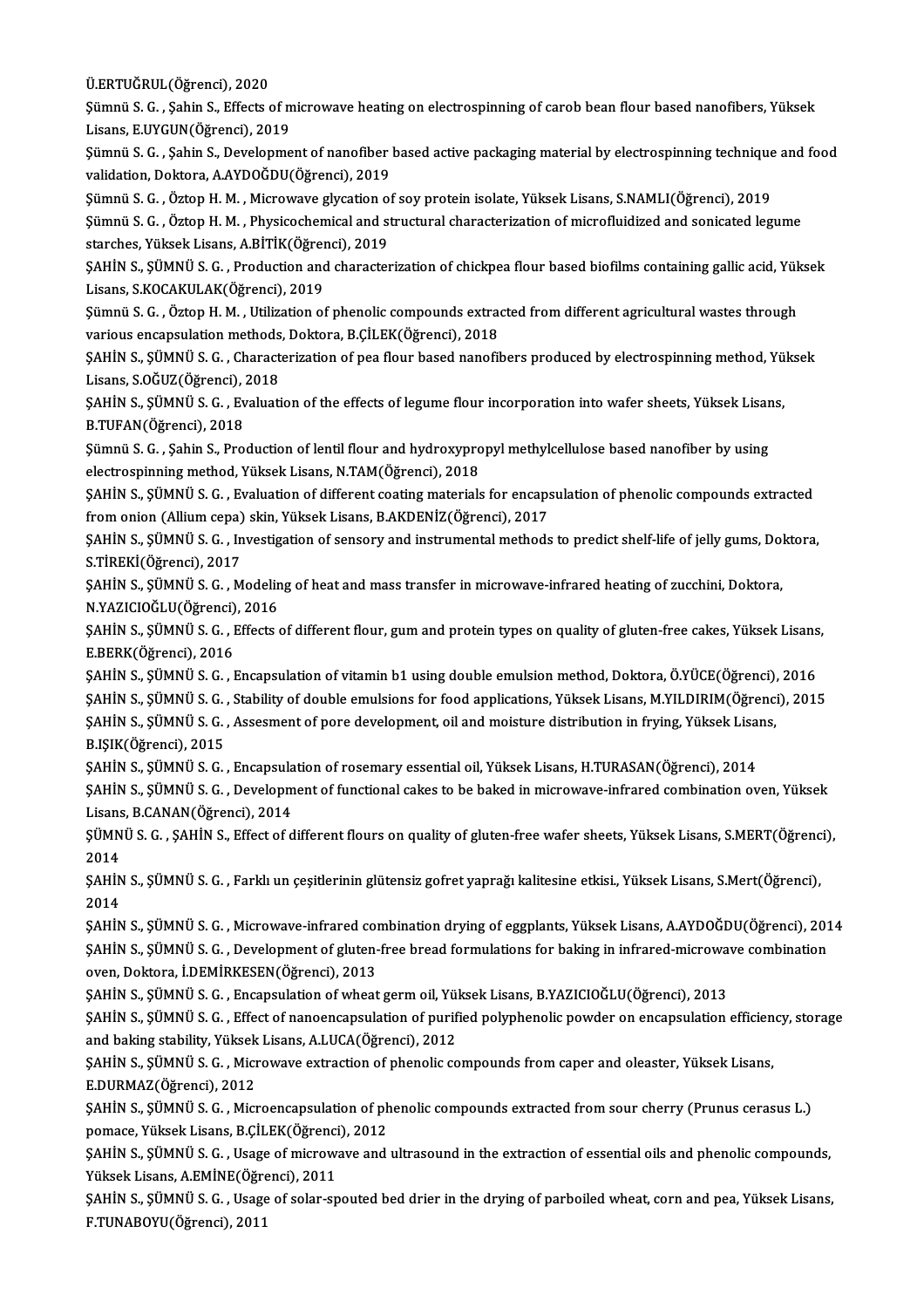Ü.ERTUĞRUL(Öğrenci), 2020

Şümnü S. G. , Şahin S., Effects of microwave heating on electrospinning of carob bean flour based nanofibers, Yüksek Lisans, E.UYGUN(Öğrenci), 2019

Şümnü S. G. , Şahin S., Development of nanofiber based active packaging material by electrospinning technique and food validation, Doktora, A.AYDOĞDU(Öğrenci), 2019

Şümnü S. G. , Öztop H. M. , Microwave glycation of soy protein isolate, Yüksek Lisans, S.NAMLI(Öğrenci), 2019

Şümnü S. G. , Öztop H. M. , Physicochemical and structural characterization of microfluidized and sonicated legume starches, Yüksek Lisans, A.BİTİK(Öğrenci), 2019

ŞAHİN S., ŞÜMNÜ S. G. , Production and characterization of chickpea flour based biofilms containing gallic acid, Yüksek Lisans, S.KOCAKULAK(Öğrenci), 2019

Şümnü S. G. , Öztop H. M. , Utilization of phenolic compounds extracted from different agricultural wastes through various encapsulation methods, Doktora, B.ÇİLEK(Öğrenci), 2018

ŞAHİN S., ŞÜMNÜ S. G. , Characterization of pea flour based nanofibers produced by electrospinning method, Yüksek Lisans, S.OĞUZ(Öğrenci), 2018

ŞAHİN S., ŞÜMNÜ S. G. , Evaluation of the effects of legume flour incorporation into wafer sheets, Yüksek Lisans, B.TUFAN(Öğrenci), 2018

Şümnü S. G. , Şahin S., Production of lentil flour and hydroxypropyl methylcellulose based nanofiber by using electrospinning method, Yüksek Lisans, N.TAM(Öğrenci), 2018

ŞAHİN S., ŞÜMNÜ S. G. , Evaluation of different coating materials for encapsulation of phenolic compounds extracted from onion (Allium cepa) skin, Yüksek Lisans, B.AKDENİZ(Öğrenci), 2017

ŞAHİN S., ŞÜMNÜ S. G. , Investigation of sensory and instrumental methods to predict shelf-life of jelly gums, Doktora, S.TİREKİ(Öğrenci), 2017

ŞAHİN S., ŞÜMNÜ S. G. , Modeling of heat and mass transfer in microwave-infrared heating of zucchini, Doktora, N.YAZICIOĞLU(Öğrenci), 2016

ŞAHİN S., ŞÜMNÜ S. G. , Effects of different flour, gum and protein types on quality of gluten-free cakes, Yüksek Lisans, E.BERK(Öğrenci), 2016

ŞAHİN S., ŞÜMNÜ S. G. , Encapsulation of vitamin b1 using double emulsion method, Doktora, Ö.YÜCE(Öğrenci), 2016

ŞAHİN S., ŞÜMNÜ S. G. , Stability of double emulsions for food applications, Yüksek Lisans, M.YILDIRIM(Öğrenci), 2015

ŞAHİN S., ŞÜMNÜ S. G. , Assesment of pore development, oil and moisture distribution in frying, Yüksek Lisans, B.IŞIK(Öğrenci), 2015

ŞAHİN S., ŞÜMNÜ S. G. , Encapsulation of rosemary essential oil, Yüksek Lisans, H.TURASAN(Öğrenci), 2014

ŞAHİN S., ŞÜMNÜ S. G. , Development of functional cakes to be baked in microwave-infrared combination oven, Yüksek Lisans, B.CANAN(Öğrenci), 2014

ŞÜMNÜ S. G. , ŞAHİN S., Effect of different flours on quality of gluten-free wafer sheets, Yüksek Lisans, S.MERT(Öğrenci), 2014

ŞAHİN S., ŞÜMNÜ S. G. , Farklı un çeşitlerinin glütensiz gofret yaprağı kalitesine etkisi., Yüksek Lisans, S.Mert(Öğrenci), 2014

ŞAHİN S., ŞÜMNÜ S. G. , Microwave-infrared combination drying of eggplants, Yüksek Lisans, A.AYDOĞDU(Öğrenci), 2014

ŞAHİN S., ŞÜMNÜ S. G. , Development of gluten-free bread formulations for baking in infrared-microwave combination oven, Doktora, İ.DEMİRKESEN(Öğrenci), 2013

ŞAHİN S., ŞÜMNÜ S. G. , Encapsulation of wheat germ oil, Yüksek Lisans, B.YAZICIOĞLU(Öğrenci), 2013

ŞAHİN S., ŞÜMNÜ S. G. , Effect of nanoencapsulation of purified polyphenolic powder on encapsulation efficiency, storage and baking stability, Yüksek Lisans, A.LUCA(Öğrenci), 2012

ŞAHİN S., ŞÜMNÜ S. G. , Microwave extraction of phenolic compounds from caper and oleaster, Yüksek Lisans, E.DURMAZ(Öğrenci), 2012

ŞAHİN S., ŞÜMNÜ S. G. , Microencapsulation of phenolic compounds extracted from sour cherry (Prunus cerasus L.) pomace, Yüksek Lisans, B.ÇİLEK(Öğrenci), 2012

ŞAHİN S., ŞÜMNÜ S. G. , Usage of microwave and ultrasound in the extraction of essential oils and phenolic compounds, Yüksek Lisans, A.EMİNE(Öğrenci), 2011

ŞAHİN S., ŞÜMNÜ S. G. , Usage of solar-spouted bed drier in the drying of parboiled wheat, corn and pea, Yüksek Lisans, F.TUNABOYU(Öğrenci), 2011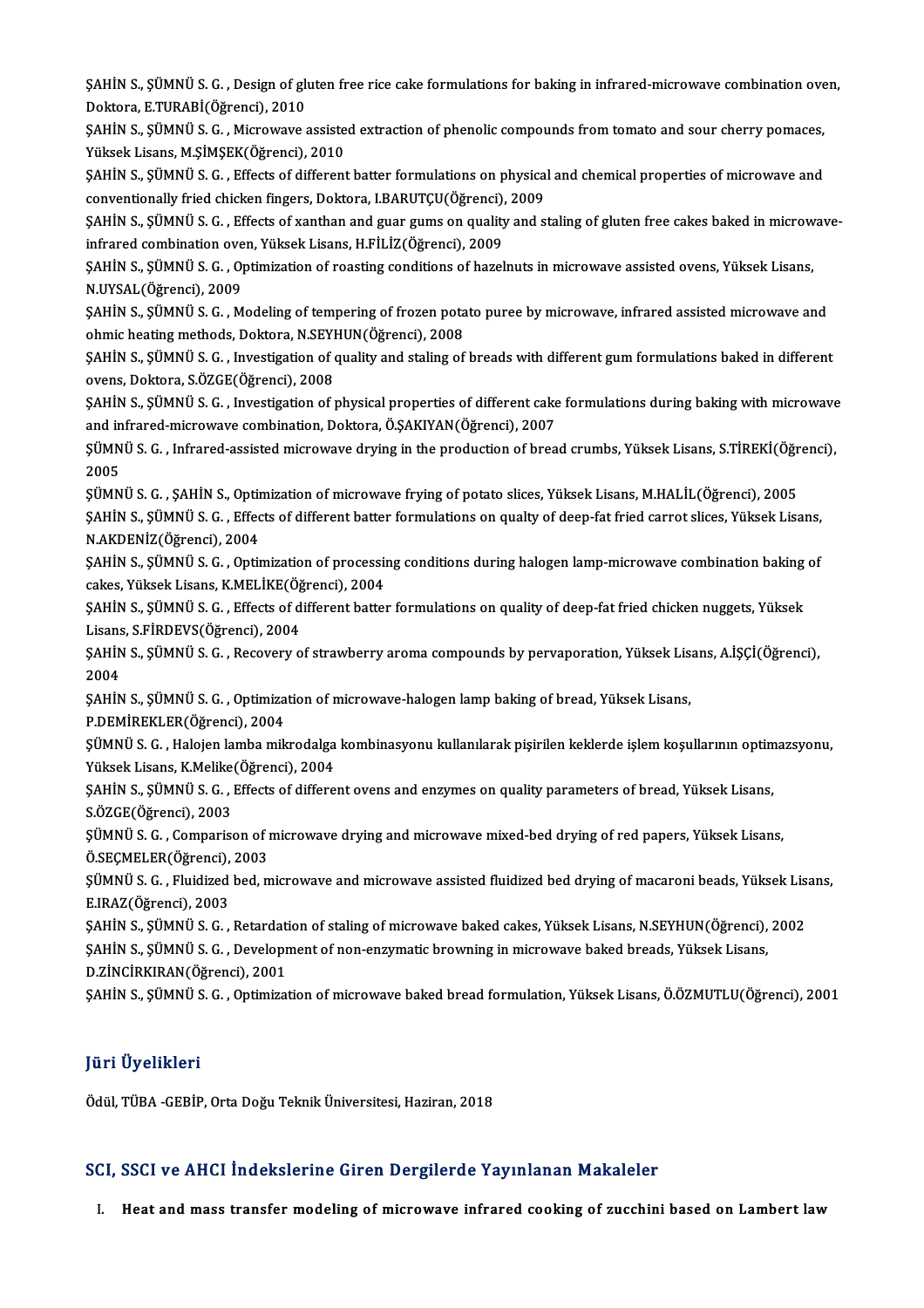ŞAHİN S., ŞÜMNÜ S. G. , Design of gluten free rice cake formulations for baking in infrared-microwave combination oven, Doktora, E.TURABİ(Öğrenci), 2010

ŞAHİN S., ŞÜMNÜ S. G. , Microwave assisted extraction of phenolic compounds from tomato and sour cherry pomaces, Yüksek Lisans, M.ŞİMŞEK(Öğrenci), 2010

ŞAHİN S., ŞÜMNÜ S. G. , Effects of different batter formulations on physical and chemical properties of microwave and conventionally fried chicken fingers, Doktora, I.BARUTÇU(Öğrenci), 2009

ŞAHİN S., ŞÜMNÜ S. G. , Effects of xanthan and guar gums on quality and staling of gluten free cakes baked in microwave-infrared combination oven, Yüksek Lisans, H.FİLİZ(Öğrenci), 2009

ŞAHİN S., ŞÜMNÜ S. G. , Optimization of roasting conditions of hazelnuts in microwave assisted ovens, Yüksek Lisans, N.UYSAL(Öğrenci), 2009

ŞAHİN S., ŞÜMNÜ S. G. , Modeling of tempering of frozen potato puree by microwave, infrared assisted microwave and ohmic heating methods, Doktora, N.SEYHUN(Öğrenci), 2008

ŞAHİN S., ŞÜMNÜ S. G. , Investigation of quality and staling of breads with different gum formulations baked in different ovens, Doktora, S.ÖZGE(Öğrenci), 2008

ŞAHİN S., ŞÜMNÜ S. G. , Investigation of physical properties of different cake formulations during baking with microwave and infrared-microwave combination, Doktora, Ö.ŞAKIYAN(Öğrenci), 2007

ŞÜMNÜ S. G. , Infrared-assisted microwave drying in the production of bread crumbs, Yüksek Lisans, S.TİREKİ(Öğrenci), 2005

ŞÜMNÜ S. G. , ŞAHİN S., Optimization of microwave frying of potato slices, Yüksek Lisans, M.HALİL(Öğrenci), 2005

ŞAHİN S., ŞÜMNÜ S. G. , Effects of different batter formulations on qualty of deep-fat fried carrot slices, Yüksek Lisans, N.AKDENİZ(Öğrenci), 2004

ŞAHİN S., ŞÜMNÜ S. G. , Optimization of processing conditions during halogen lamp-microwave combination baking of cakes, Yüksek Lisans, K.MELİKE(Öğrenci), 2004

ŞAHİN S., ŞÜMNÜ S. G. , Effects of different batter formulations on quality of deep-fat fried chicken nuggets, Yüksek Lisans, S.FİRDEVS(Öğrenci), 2004

ŞAHİN S., ŞÜMNÜ S. G. , Recovery of strawberry aroma compounds by pervaporation, Yüksek Lisans, A.İŞÇİ(Öğrenci), 2004

ŞAHİN S., ŞÜMNÜ S. G. , Optimization of microwave-halogen lamp baking of bread, Yüksek Lisans, P.DEMİREKLER(Öğrenci), 2004

ŞÜMNÜ S. G. , Halojen lamba mikrodalga kombinasyonu kullanılarak pişirilen keklerde işlem koşullarının optimazsyonu, Yüksek Lisans, K.Melike(Öğrenci), 2004

ŞAHİN S., ŞÜMNÜ S. G. , Effects of different ovens and enzymes on quality parameters of bread, Yüksek Lisans, S.ÖZGE(Öğrenci), 2003

ŞÜMNÜ S. G. , Comparison of microwave drying and microwave mixed-bed drying of red papers, Yüksek Lisans, Ö.SEÇMELER(Öğrenci), 2003

ŞÜMNÜ S. G. , Fluidized bed, microwave and microwave assisted fluidized bed drying of macaroni beads, Yüksek Lisans, E.IRAZ(Öğrenci), 2003

ŞAHİN S., ŞÜMNÜ S. G. , Retardation of staling of microwave baked cakes, Yüksek Lisans, N.SEYHUN(Öğrenci), 2002

ŞAHİN S., ŞÜMNÜ S. G. , Development of non-enzymatic browning in microwave baked breads, Yüksek Lisans, D.ZİNCİRKIRAN(Öğrenci), 2001

ŞAHİN S., ŞÜMNÜ S. G. , Optimization of microwave baked bread formulation, Yüksek Lisans, Ö.ÖZMUTLU(Öğrenci), 2001

## Jüri Üyelikleri

Ödül, TÜBA -GEBİP, Orta Doğu Teknik Üniversitesi, Haziran, 2018

## SCI, SSCI ve AHCI İndekslerine Giren Dergilerde Yayınlanan Makaleler

I. **Heat and mass transfer modeling of microwave infrared cooking of zucchini based on Lambert law**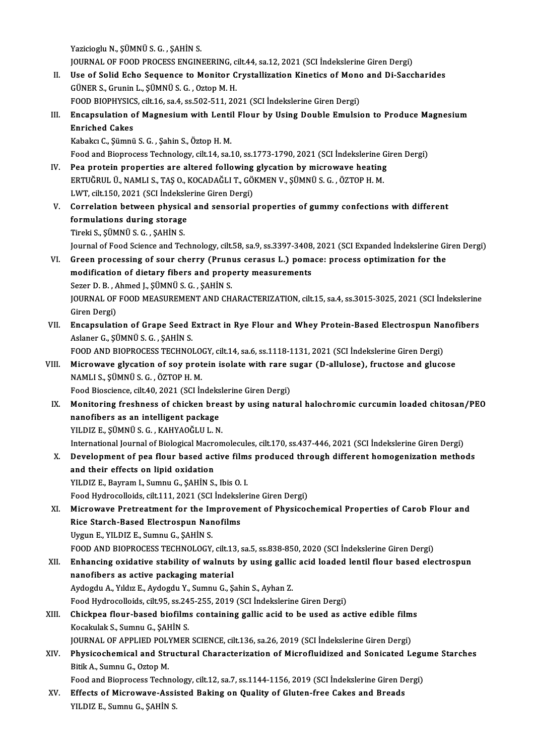Yazicioglu N., ŞÜMNÜ S. G. , ŞAHİN S.
JOURNAL OF FOOD PROCESS ENGINEERING, cilt.44, sa.12, 2021 (SCI İndekslerine Giren Dergi)

II. **Use of Solid Echo Sequence to Monitor Crystallization Kinetics of Mono and Di-Saccharides**
GÜNER S., Grunin L., ŞÜMNÜ S. G. , Oztop M. H.
FOOD BIOPHYSICS, cilt.16, sa.4, ss.502-511, 2021 (SCI İndekslerine Giren Dergi)

III. **Encapsulation of Magnesium with Lentil Flour by Using Double Emulsion to Produce Magnesium Enriched Cakes**
Kabakcı C., Şümnü S. G. , Şahin S., Öztop H. M.
Food and Bioprocess Technology, cilt.14, sa.10, ss.1773-1790, 2021 (SCI İndekslerine Giren Dergi)

IV. **Pea protein properties are altered following glycation by microwave heating**
ERTUĞRUL Ü., NAMLI S., TAŞ O., KOCADAĞLI T., GÖKMEN V., ŞÜMNÜ S. G. , ÖZTOP H. M.
LWT, cilt.150, 2021 (SCI İndekslerine Giren Dergi)

V. **Correlation between physical and sensorial properties of gummy confections with different formulations during storage**
Tireki S., ŞÜMNÜ S. G. , ŞAHİN S.
Journal of Food Science and Technology, cilt.58, sa.9, ss.3397-3408, 2021 (SCI Expanded İndekslerine Giren Dergi)

VI. **Green processing of sour cherry (Prunus cerasus L.) pomace: process optimization for the modification of dietary fibers and property measurements**
Sezer D. B. , Ahmed J., ŞÜMNÜ S. G. , ŞAHİN S.
JOURNAL OF FOOD MEASUREMENT AND CHARACTERIZATION, cilt.15, sa.4, ss.3015-3025, 2021 (SCI İndekslerine Giren Dergi)

VII. **Encapsulation of Grape Seed Extract in Rye Flour and Whey Protein-Based Electrospun Nanofibers**
Aslaner G., ŞÜMNÜ S. G. , ŞAHİN S.
FOOD AND BIOPROCESS TECHNOLOGY, cilt.14, sa.6, ss.1118-1131, 2021 (SCI İndekslerine Giren Dergi)

VIII. **Microwave glycation of soy protein isolate with rare sugar (D-allulose), fructose and glucose**
NAMLI S., ŞÜMNÜ S. G. , ÖZTOP H. M.
Food Bioscience, cilt.40, 2021 (SCI İndekslerine Giren Dergi)

IX. **Monitoring freshness of chicken breast by using natural halochromic curcumin loaded chitosan/PEO nanofibers as an intelligent package**
YILDIZ E., ŞÜMNÜ S. G. , KAHYAOĞLU L. N.
International Journal of Biological Macromolecules, cilt.170, ss.437-446, 2021 (SCI İndekslerine Giren Dergi)

X. **Development of pea flour based active films produced through different homogenization methods and their effects on lipid oxidation**
YILDIZ E., Bayram I., Sumnu G., ŞAHİN S., Ibis O. I.
Food Hydrocolloids, cilt.111, 2021 (SCI İndekslerine Giren Dergi)

XI. **Microwave Pretreatment for the Improvement of Physicochemical Properties of Carob Flour and Rice Starch-Based Electrospun Nanofilms**
Uygun E., YILDIZ E., Sumnu G., ŞAHİN S.
FOOD AND BIOPROCESS TECHNOLOGY, cilt.13, sa.5, ss.838-850, 2020 (SCI İndekslerine Giren Dergi)

XII. **Enhancing oxidative stability of walnuts by using gallic acid loaded lentil flour based electrospun nanofibers as active packaging material**
Aydogdu A., Yıldız E., Aydogdu Y., Sumnu G., Şahin S., Ayhan Z.
Food Hydrocolloids, cilt.95, ss.245-255, 2019 (SCI İndekslerine Giren Dergi)

XIII. **Chickpea flour-based biofilms containing gallic acid to be used as active edible films**
Kocakulak S., Sumnu G., ŞAHİN S.
JOURNAL OF APPLIED POLYMER SCIENCE, cilt.136, sa.26, 2019 (SCI İndekslerine Giren Dergi)

XIV. **Physicochemical and Structural Characterization of Microfluidized and Sonicated Legume Starches**
Bitik A., Sumnu G., Oztop M.
Food and Bioprocess Technology, cilt.12, sa.7, ss.1144-1156, 2019 (SCI İndekslerine Giren Dergi)

XV. **Effects of Microwave-Assisted Baking on Quality of Gluten-free Cakes and Breads**
YILDIZ E., Sumnu G., ŞAHİN S.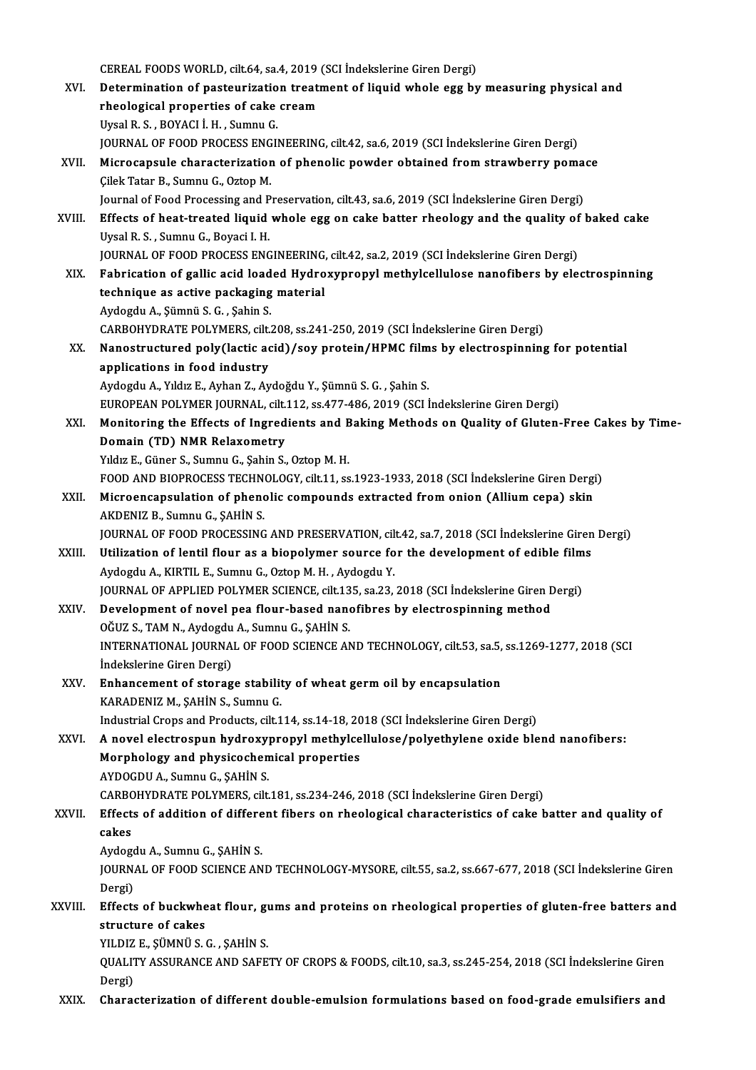CEREAL FOODS WORLD, cilt.64, sa.4, 2019 (SCI İndekslerine Giren Dergi)

XVI. **Determination of pasteurization treatment of liquid whole egg by measuring physical and rheological properties of cake cream**
Uysal R. S. , BOYACI İ. H. , Sumnu G.
JOURNAL OF FOOD PROCESS ENGINEERING, cilt.42, sa.6, 2019 (SCI İndekslerine Giren Dergi)

XVII. **Microcapsule characterization of phenolic powder obtained from strawberry pomace**
Çilek Tatar B., Sumnu G., Oztop M.
Journal of Food Processing and Preservation, cilt.43, sa.6, 2019 (SCI İndekslerine Giren Dergi)

XVIII. **Effects of heat-treated liquid whole egg on cake batter rheology and the quality of baked cake**
Uysal R. S. , Sumnu G., Boyaci I. H.
JOURNAL OF FOOD PROCESS ENGINEERING, cilt.42, sa.2, 2019 (SCI İndekslerine Giren Dergi)

XIX. **Fabrication of gallic acid loaded Hydroxypropyl methylcellulose nanofibers by electrospinning technique as active packaging material**
Aydogdu A., Şümnü S. G. , Şahin S.
CARBOHYDRATE POLYMERS, cilt.208, ss.241-250, 2019 (SCI İndekslerine Giren Dergi)

XX. **Nanostructured poly(lactic acid)/soy protein/HPMC films by electrospinning for potential applications in food industry**
Aydogdu A., Yıldız E., Ayhan Z., Aydoğdu Y., Şümnü S. G. , Şahin S.
EUROPEAN POLYMER JOURNAL, cilt.112, ss.477-486, 2019 (SCI İndekslerine Giren Dergi)

XXI. **Monitoring the Effects of Ingredients and Baking Methods on Quality of Gluten-Free Cakes by Time-Domain (TD) NMR Relaxometry**
Yıldız E., Güner S., Sumnu G., Şahin S., Oztop M. H.
FOOD AND BIOPROCESS TECHNOLOGY, cilt.11, ss.1923-1933, 2018 (SCI İndekslerine Giren Dergi)

XXII. **Microencapsulation of phenolic compounds extracted from onion (Allium cepa) skin**
AKDENIZ B., Sumnu G., ŞAHİN S.
JOURNAL OF FOOD PROCESSING AND PRESERVATION, cilt.42, sa.7, 2018 (SCI İndekslerine Giren Dergi)

XXIII. **Utilization of lentil flour as a biopolymer source for the development of edible films**
Aydogdu A., KIRTIL E., Sumnu G., Oztop M. H. , Aydogdu Y.
JOURNAL OF APPLIED POLYMER SCIENCE, cilt.135, sa.23, 2018 (SCI İndekslerine Giren Dergi)

XXIV. **Development of novel pea flour-based nanofibres by electrospinning method**
OĞUZ S., TAM N., Aydogdu A., Sumnu G., ŞAHİN S.
INTERNATIONAL JOURNAL OF FOOD SCIENCE AND TECHNOLOGY, cilt.53, sa.5, ss.1269-1277, 2018 (SCI İndekslerine Giren Dergi)

XXV. **Enhancement of storage stability of wheat germ oil by encapsulation**
KARADENIZ M., ŞAHİN S., Sumnu G.
Industrial Crops and Products, cilt.114, ss.14-18, 2018 (SCI İndekslerine Giren Dergi)

XXVI. **A novel electrospun hydroxypropyl methylcellulose/polyethylene oxide blend nanofibers: Morphology and physicochemical properties**
AYDOGDU A., Sumnu G., ŞAHİN S.
CARBOHYDRATE POLYMERS, cilt.181, ss.234-246, 2018 (SCI İndekslerine Giren Dergi)

XXVII. **Effects of addition of different fibers on rheological characteristics of cake batter and quality of cakes**
Aydogdu A., Sumnu G., ŞAHİN S.
JOURNAL OF FOOD SCIENCE AND TECHNOLOGY-MYSORE, cilt.55, sa.2, ss.667-677, 2018 (SCI İndekslerine Giren Dergi)

XXVIII. **Effects of buckwheat flour, gums and proteins on rheological properties of gluten-free batters and structure of cakes**
YILDIZ E., ŞÜMNÜ S. G. , ŞAHİN S.
QUALITY ASSURANCE AND SAFETY OF CROPS & FOODS, cilt.10, sa.3, ss.245-254, 2018 (SCI İndekslerine Giren Dergi)

XXIX. **Characterization of different double-emulsion formulations based on food-grade emulsifiers and**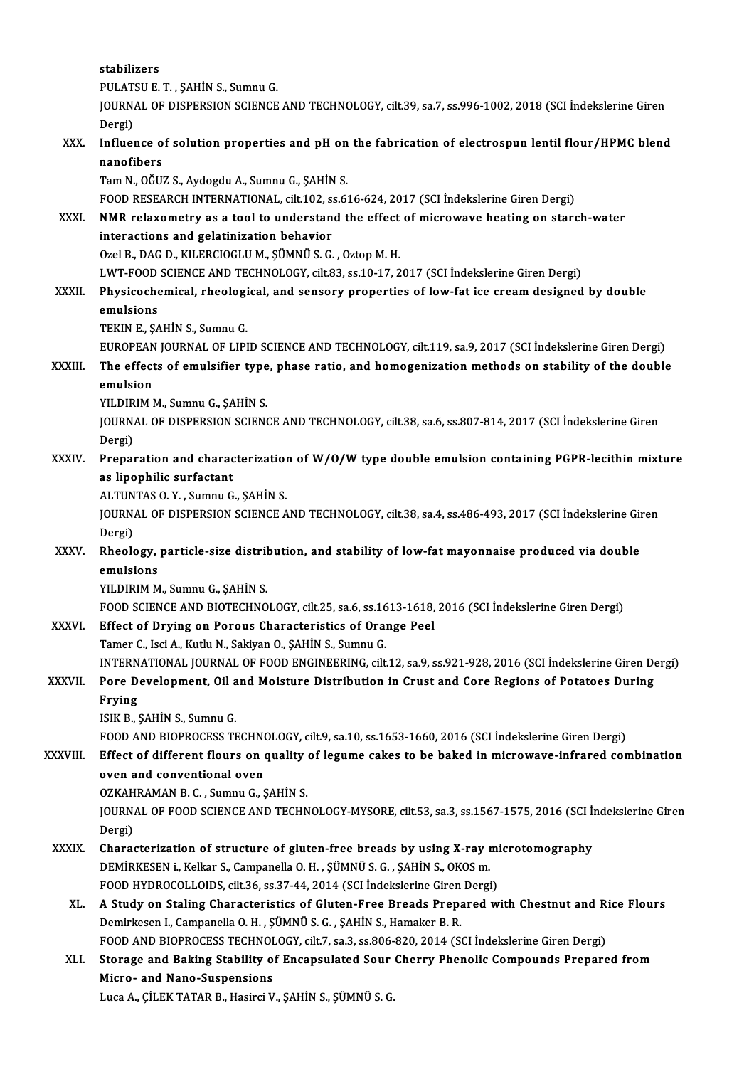stabilizers
PULATSU E. T. , ŞAHİN S., Sumnu G.
JOURNAL OF DISPERSION SCIENCE AND TECHNOLOGY, cilt.39, sa.7, ss.996-1002, 2018 (SCI İndekslerine Giren Dergi)

XXX. **Influence of solution properties and pH on the fabrication of electrospun lentil flour/HPMC blend nanofibers**
Tam N., OĞUZ S., Aydogdu A., Sumnu G., ŞAHİN S.
FOOD RESEARCH INTERNATIONAL, cilt.102, ss.616-624, 2017 (SCI İndekslerine Giren Dergi)

XXXI. **NMR relaxometry as a tool to understand the effect of microwave heating on starch-water interactions and gelatinization behavior**
Ozel B., DAG D., KILERCIOGLU M., ŞÜMNÜ S. G. , Oztop M. H.
LWT-FOOD SCIENCE AND TECHNOLOGY, cilt.83, ss.10-17, 2017 (SCI İndekslerine Giren Dergi)

XXXII. **Physicochemical, rheological, and sensory properties of low-fat ice cream designed by double emulsions**
TEKIN E., ŞAHİN S., Sumnu G.
EUROPEAN JOURNAL OF LIPID SCIENCE AND TECHNOLOGY, cilt.119, sa.9, 2017 (SCI İndekslerine Giren Dergi)

XXXIII. **The effects of emulsifier type, phase ratio, and homogenization methods on stability of the double emulsion**
YILDIRIM M., Sumnu G., ŞAHİN S.
JOURNAL OF DISPERSION SCIENCE AND TECHNOLOGY, cilt.38, sa.6, ss.807-814, 2017 (SCI İndekslerine Giren Dergi)

XXXIV. **Preparation and characterization of W/O/W type double emulsion containing PGPR-lecithin mixture as lipophilic surfactant**
ALTUNTAS O. Y. , Sumnu G., ŞAHİN S.
JOURNAL OF DISPERSION SCIENCE AND TECHNOLOGY, cilt.38, sa.4, ss.486-493, 2017 (SCI İndekslerine Giren Dergi)

XXXV. **Rheology, particle-size distribution, and stability of low-fat mayonnaise produced via double emulsions**
YILDIRIM M., Sumnu G., ŞAHİN S.
FOOD SCIENCE AND BIOTECHNOLOGY, cilt.25, sa.6, ss.1613-1618, 2016 (SCI İndekslerine Giren Dergi)

XXXVI. **Effect of Drying on Porous Characteristics of Orange Peel**
Tamer C., Isci A., Kutlu N., Sakiyan O., ŞAHİN S., Sumnu G.
INTERNATIONAL JOURNAL OF FOOD ENGINEERING, cilt.12, sa.9, ss.921-928, 2016 (SCI İndekslerine Giren Dergi)

XXXVII. **Pore Development, Oil and Moisture Distribution in Crust and Core Regions of Potatoes During Frying**
ISIK B., ŞAHİN S., Sumnu G.
FOOD AND BIOPROCESS TECHNOLOGY, cilt.9, sa.10, ss.1653-1660, 2016 (SCI İndekslerine Giren Dergi)

XXXVIII. **Effect of different flours on quality of legume cakes to be baked in microwave-infrared combination oven and conventional oven**
OZKAHRAMAN B. C. , Sumnu G., ŞAHİN S.
JOURNAL OF FOOD SCIENCE AND TECHNOLOGY-MYSORE, cilt.53, sa.3, ss.1567-1575, 2016 (SCI İndekslerine Giren Dergi)

XXXIX. **Characterization of structure of gluten-free breads by using X-ray microtomography**
DEMİRKESEN i., Kelkar S., Campanella O. H. , ŞÜMNÜ S. G. , ŞAHİN S., OKOS m.
FOOD HYDROCOLLOIDS, cilt.36, ss.37-44, 2014 (SCI İndekslerine Giren Dergi)

XL. **A Study on Staling Characteristics of Gluten-Free Breads Prepared with Chestnut and Rice Flours**
Demirkesen I., Campanella O. H. , ŞÜMNÜ S. G. , ŞAHİN S., Hamaker B. R.
FOOD AND BIOPROCESS TECHNOLOGY, cilt.7, sa.3, ss.806-820, 2014 (SCI İndekslerine Giren Dergi)

XLI. **Storage and Baking Stability of Encapsulated Sour Cherry Phenolic Compounds Prepared from Micro- and Nano-Suspensions**
Luca A., ÇİLEK TATAR B., Hasirci V., ŞAHİN S., ŞÜMNÜ S. G.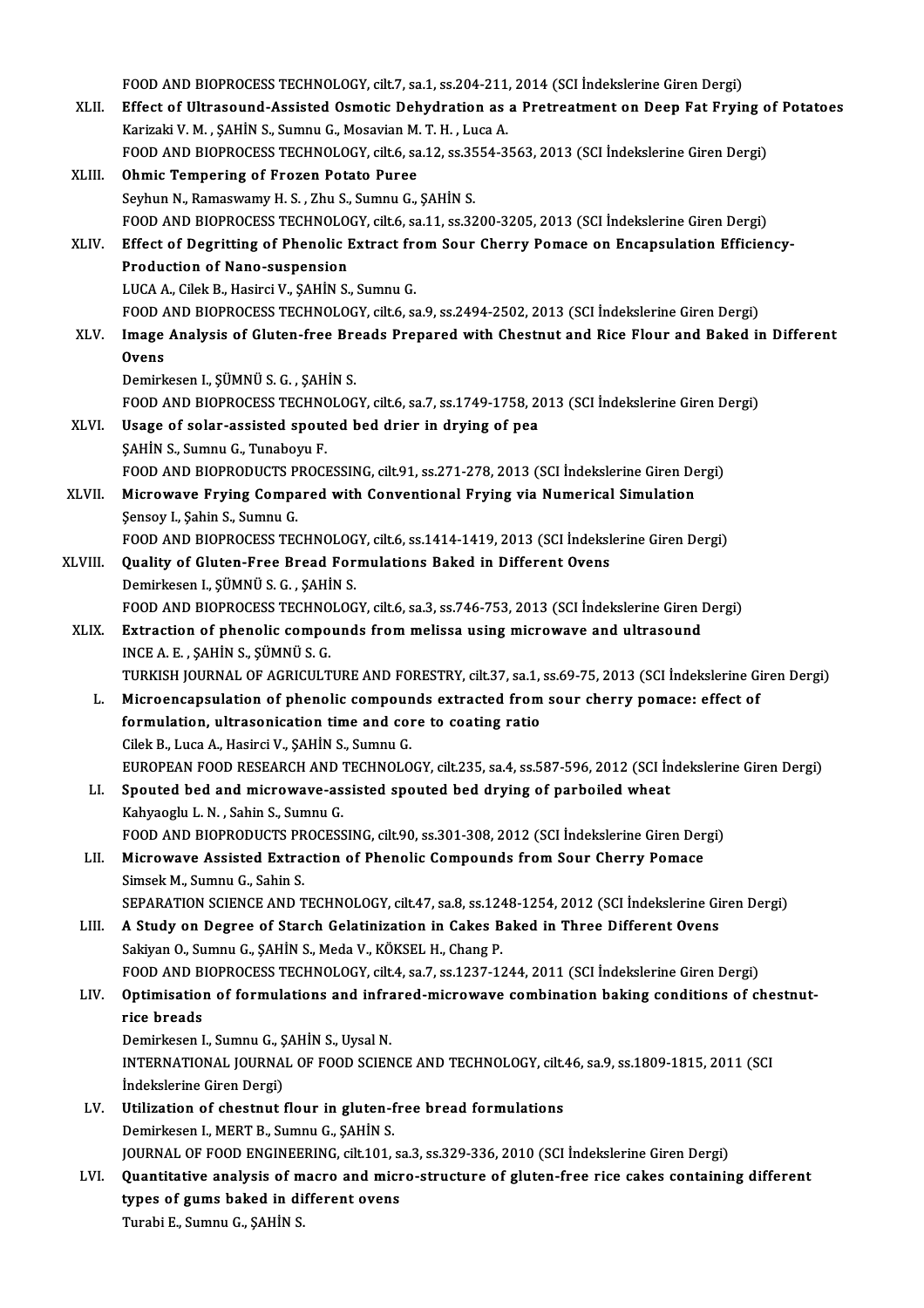FOOD AND BIOPROCESS TECHNOLOGY, cilt.7, sa.1, ss.204-211, 2014 (SCI İndekslerine Giren Dergi)

XLII. **Effect of Ultrasound-Assisted Osmotic Dehydration as a Pretreatment on Deep Fat Frying of Potatoes**
Karizaki V. M. , ŞAHİN S., Sumnu G., Mosavian M. T. H. , Luca A.
FOOD AND BIOPROCESS TECHNOLOGY, cilt.6, sa.12, ss.3554-3563, 2013 (SCI İndekslerine Giren Dergi)

XLIII. **Ohmic Tempering of Frozen Potato Puree**
Seyhun N., Ramaswamy H. S. , Zhu S., Sumnu G., ŞAHİN S.
FOOD AND BIOPROCESS TECHNOLOGY, cilt.6, sa.11, ss.3200-3205, 2013 (SCI İndekslerine Giren Dergi)

XLIV. **Effect of Degritting of Phenolic Extract from Sour Cherry Pomace on Encapsulation Efficiency-Production of Nano-suspension**
LUCA A., Cilek B., Hasirci V., ŞAHİN S., Sumnu G.
FOOD AND BIOPROCESS TECHNOLOGY, cilt.6, sa.9, ss.2494-2502, 2013 (SCI İndekslerine Giren Dergi)

XLV. **Image Analysis of Gluten-free Breads Prepared with Chestnut and Rice Flour and Baked in Different Ovens**
Demirkesen I., ŞÜMNÜ S. G. , ŞAHİN S.
FOOD AND BIOPROCESS TECHNOLOGY, cilt.6, sa.7, ss.1749-1758, 2013 (SCI İndekslerine Giren Dergi)

XLVI. **Usage of solar-assisted spouted bed drier in drying of pea**
ŞAHİN S., Sumnu G., Tunaboyu F.
FOOD AND BIOPRODUCTS PROCESSING, cilt.91, ss.271-278, 2013 (SCI İndekslerine Giren Dergi)

XLVII. **Microwave Frying Compared with Conventional Frying via Numerical Simulation**
Şensoy I., Şahin S., Sumnu G.
FOOD AND BIOPROCESS TECHNOLOGY, cilt.6, ss.1414-1419, 2013 (SCI İndekslerine Giren Dergi)

XLVIII. **Quality of Gluten-Free Bread Formulations Baked in Different Ovens**
Demirkesen I., ŞÜMNÜ S. G. , ŞAHİN S.
FOOD AND BIOPROCESS TECHNOLOGY, cilt.6, sa.3, ss.746-753, 2013 (SCI İndekslerine Giren Dergi)

XLIX. **Extraction of phenolic compounds from melissa using microwave and ultrasound**
INCE A. E. , ŞAHİN S., ŞÜMNÜ S. G.
TURKISH JOURNAL OF AGRICULTURE AND FORESTRY, cilt.37, sa.1, ss.69-75, 2013 (SCI İndekslerine Giren Dergi)

L. **Microencapsulation of phenolic compounds extracted from sour cherry pomace: effect of formulation, ultrasonication time and core to coating ratio**
Cilek B., Luca A., Hasirci V., ŞAHİN S., Sumnu G.
EUROPEAN FOOD RESEARCH AND TECHNOLOGY, cilt.235, sa.4, ss.587-596, 2012 (SCI İndekslerine Giren Dergi)

LI. **Spouted bed and microwave-assisted spouted bed drying of parboiled wheat**
Kahyaoglu L. N. , Sahin S., Sumnu G.
FOOD AND BIOPRODUCTS PROCESSING, cilt.90, ss.301-308, 2012 (SCI İndekslerine Giren Dergi)

LII. **Microwave Assisted Extraction of Phenolic Compounds from Sour Cherry Pomace**
Simsek M., Sumnu G., Sahin S.
SEPARATION SCIENCE AND TECHNOLOGY, cilt.47, sa.8, ss.1248-1254, 2012 (SCI İndekslerine Giren Dergi)

LIII. **A Study on Degree of Starch Gelatinization in Cakes Baked in Three Different Ovens**
Sakiyan O., Sumnu G., ŞAHİN S., Meda V., KÖKSEL H., Chang P.
FOOD AND BIOPROCESS TECHNOLOGY, cilt.4, sa.7, ss.1237-1244, 2011 (SCI İndekslerine Giren Dergi)

LIV. **Optimisation of formulations and infrared-microwave combination baking conditions of chestnut-rice breads**
Demirkesen I., Sumnu G., ŞAHİN S., Uysal N.
INTERNATIONAL JOURNAL OF FOOD SCIENCE AND TECHNOLOGY, cilt.46, sa.9, ss.1809-1815, 2011 (SCI İndekslerine Giren Dergi)

LV. **Utilization of chestnut flour in gluten-free bread formulations**
Demirkesen I., MERT B., Sumnu G., ŞAHİN S.
JOURNAL OF FOOD ENGINEERING, cilt.101, sa.3, ss.329-336, 2010 (SCI İndekslerine Giren Dergi)

LVI. **Quantitative analysis of macro and micro-structure of gluten-free rice cakes containing different types of gums baked in different ovens**
Turabi E., Sumnu G., ŞAHİN S.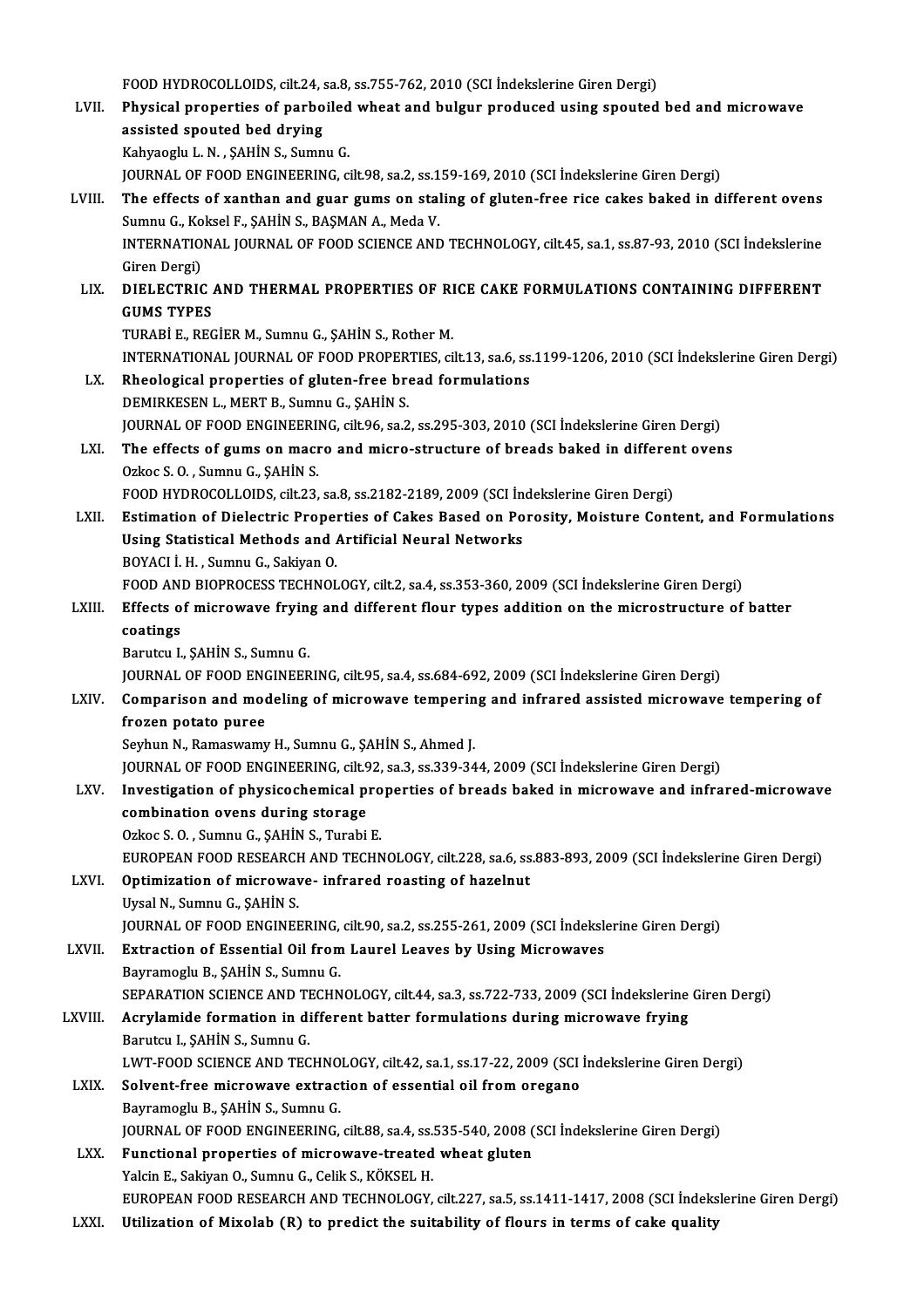FOOD HYDROCOLLOIDS, cilt.24, sa.8, ss.755-762, 2010 (SCI İndekslerine Giren Dergi)

LVII. **Physical properties of parboiled wheat and bulgur produced using spouted bed and microwave assisted spouted bed drying**
Kahyaoglu L. N. , ŞAHİN S., Sumnu G.
JOURNAL OF FOOD ENGINEERING, cilt.98, sa.2, ss.159-169, 2010 (SCI İndekslerine Giren Dergi)

LVIII. **The effects of xanthan and guar gums on staling of gluten-free rice cakes baked in different ovens**
Sumnu G., Koksel F., ŞAHİN S., BAŞMAN A., Meda V.
INTERNATIONAL JOURNAL OF FOOD SCIENCE AND TECHNOLOGY, cilt.45, sa.1, ss.87-93, 2010 (SCI İndekslerine Giren Dergi)

LIX. **DIELECTRIC AND THERMAL PROPERTIES OF RICE CAKE FORMULATIONS CONTAINING DIFFERENT GUMS TYPES**
TURABİ E., REGİER M., Sumnu G., ŞAHİN S., Rother M.
INTERNATIONAL JOURNAL OF FOOD PROPERTIES, cilt.13, sa.6, ss.1199-1206, 2010 (SCI İndekslerine Giren Dergi)

LX. **Rheological properties of gluten-free bread formulations**
DEMIRKESEN L., MERT B., Sumnu G., ŞAHİN S.
JOURNAL OF FOOD ENGINEERING, cilt.96, sa.2, ss.295-303, 2010 (SCI İndekslerine Giren Dergi)

LXI. **The effects of gums on macro and micro-structure of breads baked in different ovens**
Ozkoc S. O. , Sumnu G., ŞAHİN S.
FOOD HYDROCOLLOIDS, cilt.23, sa.8, ss.2182-2189, 2009 (SCI İndekslerine Giren Dergi)

LXII. **Estimation of Dielectric Properties of Cakes Based on Porosity, Moisture Content, and Formulations Using Statistical Methods and Artificial Neural Networks**
BOYACI İ. H. , Sumnu G., Sakiyan O.
FOOD AND BIOPROCESS TECHNOLOGY, cilt.2, sa.4, ss.353-360, 2009 (SCI İndekslerine Giren Dergi)

LXIII. **Effects of microwave frying and different flour types addition on the microstructure of batter coatings**
Barutcu I., ŞAHİN S., Sumnu G.
JOURNAL OF FOOD ENGINEERING, cilt.95, sa.4, ss.684-692, 2009 (SCI İndekslerine Giren Dergi)

LXIV. **Comparison and modeling of microwave tempering and infrared assisted microwave tempering of frozen potato puree**
Seyhun N., Ramaswamy H., Sumnu G., ŞAHİN S., Ahmed J.
JOURNAL OF FOOD ENGINEERING, cilt.92, sa.3, ss.339-344, 2009 (SCI İndekslerine Giren Dergi)

LXV. **Investigation of physicochemical properties of breads baked in microwave and infrared-microwave combination ovens during storage**
Ozkoc S. O. , Sumnu G., ŞAHİN S., Turabi E.
EUROPEAN FOOD RESEARCH AND TECHNOLOGY, cilt.228, sa.6, ss.883-893, 2009 (SCI İndekslerine Giren Dergi)

LXVI. **Optimization of microwave- infrared roasting of hazelnut**
Uysal N., Sumnu G., ŞAHİN S.
JOURNAL OF FOOD ENGINEERING, cilt.90, sa.2, ss.255-261, 2009 (SCI İndekslerine Giren Dergi)

LXVII. **Extraction of Essential Oil from Laurel Leaves by Using Microwaves**
Bayramoglu B., ŞAHİN S., Sumnu G.
SEPARATION SCIENCE AND TECHNOLOGY, cilt.44, sa.3, ss.722-733, 2009 (SCI İndekslerine Giren Dergi)

LXVIII. **Acrylamide formation in different batter formulations during microwave frying**
Barutcu I., ŞAHİN S., Sumnu G.
LWT-FOOD SCIENCE AND TECHNOLOGY, cilt.42, sa.1, ss.17-22, 2009 (SCI İndekslerine Giren Dergi)

LXIX. **Solvent-free microwave extraction of essential oil from oregano**
Bayramoglu B., ŞAHİN S., Sumnu G.
JOURNAL OF FOOD ENGINEERING, cilt.88, sa.4, ss.535-540, 2008 (SCI İndekslerine Giren Dergi)

LXX. **Functional properties of microwave-treated wheat gluten**
Yalcin E., Sakiyan O., Sumnu G., Celik S., KÖKSEL H.
EUROPEAN FOOD RESEARCH AND TECHNOLOGY, cilt.227, sa.5, ss.1411-1417, 2008 (SCI İndekslerine Giren Dergi)

LXXI. **Utilization of Mixolab (R) to predict the suitability of flours in terms of cake quality**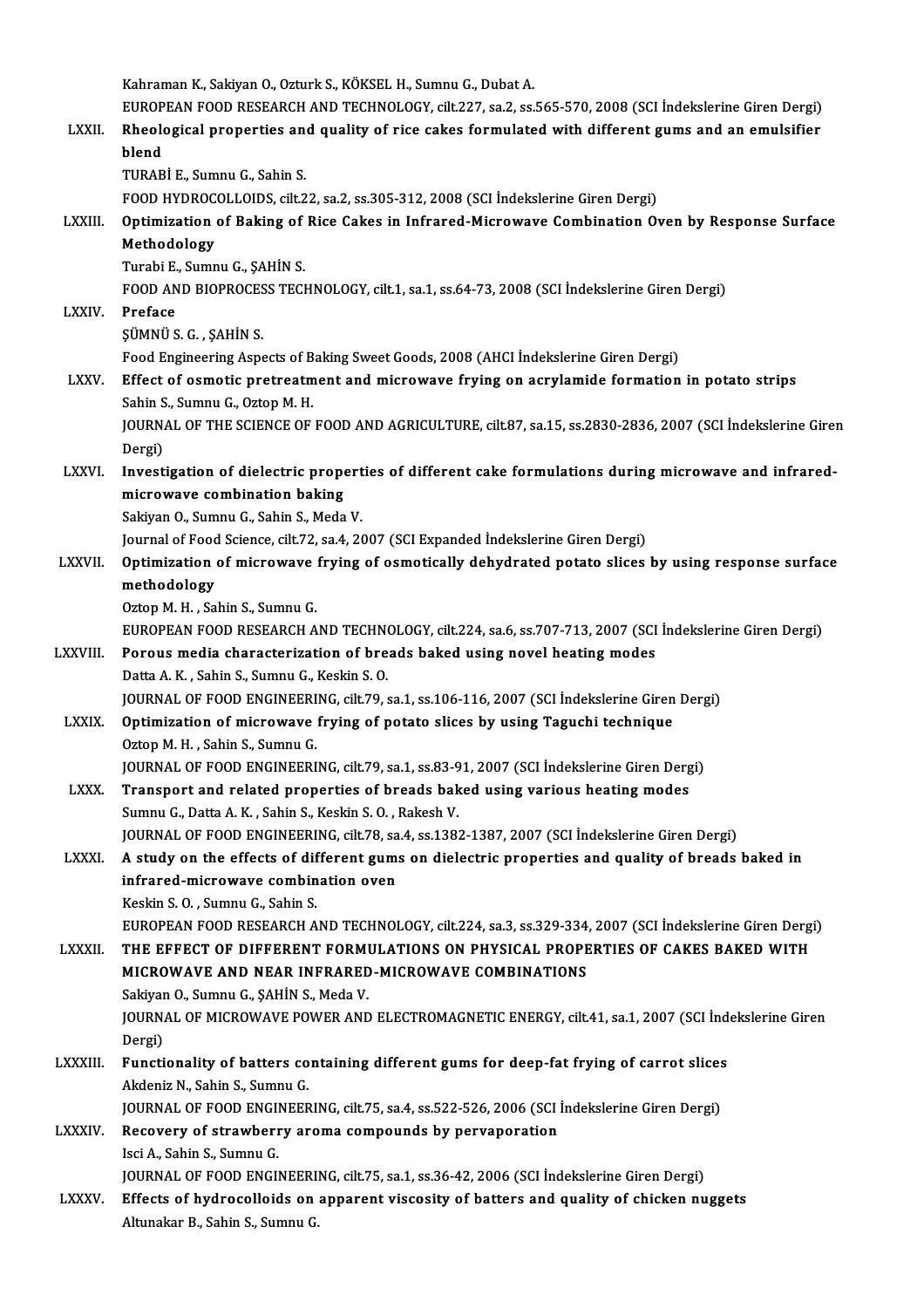Kahraman K., Sakiyan O., Ozturk S., KÖKSEL H., Sumnu G., Dubat A.
EUROPEAN FOOD RESEARCH AND TECHNOLOGY, cilt.227, sa.2, ss.565-570, 2008 (SCI İndekslerine Giren Dergi)

LXXII. **Rheological properties and quality of rice cakes formulated with different gums and an emulsifier blend**
TURABİ E., Sumnu G., Sahin S.
FOOD HYDROCOLLOIDS, cilt.22, sa.2, ss.305-312, 2008 (SCI İndekslerine Giren Dergi)

LXXIII. **Optimization of Baking of Rice Cakes in Infrared-Microwave Combination Oven by Response Surface Methodology**
Turabi E., Sumnu G., ŞAHİN S.
FOOD AND BIOPROCESS TECHNOLOGY, cilt.1, sa.1, ss.64-73, 2008 (SCI İndekslerine Giren Dergi)

LXXIV. **Preface**
ŞÜMNÜ S. G. , ŞAHİN S.
Food Engineering Aspects of Baking Sweet Goods, 2008 (AHCI İndekslerine Giren Dergi)

LXXV. **Effect of osmotic pretreatment and microwave frying on acrylamide formation in potato strips**
Sahin S., Sumnu G., Oztop M. H.
JOURNAL OF THE SCIENCE OF FOOD AND AGRICULTURE, cilt.87, sa.15, ss.2830-2836, 2007 (SCI İndekslerine Giren Dergi)

LXXVI. **Investigation of dielectric properties of different cake formulations during microwave and infrared-microwave combination baking**
Sakiyan O., Sumnu G., Sahin S., Meda V.
Journal of Food Science, cilt.72, sa.4, 2007 (SCI Expanded İndekslerine Giren Dergi)

LXXVII. **Optimization of microwave frying of osmotically dehydrated potato slices by using response surface methodology**
Oztop M. H. , Sahin S., Sumnu G.
EUROPEAN FOOD RESEARCH AND TECHNOLOGY, cilt.224, sa.6, ss.707-713, 2007 (SCI İndekslerine Giren Dergi)

LXXVIII. **Porous media characterization of breads baked using novel heating modes**
Datta A. K. , Sahin S., Sumnu G., Keskin S. O.
JOURNAL OF FOOD ENGINEERING, cilt.79, sa.1, ss.106-116, 2007 (SCI İndekslerine Giren Dergi)

LXXIX. **Optimization of microwave frying of potato slices by using Taguchi technique**
Oztop M. H. , Sahin S., Sumnu G.
JOURNAL OF FOOD ENGINEERING, cilt.79, sa.1, ss.83-91, 2007 (SCI İndekslerine Giren Dergi)

LXXX. **Transport and related properties of breads baked using various heating modes**
Sumnu G., Datta A. K. , Sahin S., Keskin S. O. , Rakesh V.
JOURNAL OF FOOD ENGINEERING, cilt.78, sa.4, ss.1382-1387, 2007 (SCI İndekslerine Giren Dergi)

LXXXI. **A study on the effects of different gums on dielectric properties and quality of breads baked in infrared-microwave combination oven**
Keskin S. O. , Sumnu G., Sahin S.
EUROPEAN FOOD RESEARCH AND TECHNOLOGY, cilt.224, sa.3, ss.329-334, 2007 (SCI İndekslerine Giren Dergi)

LXXXII. **THE EFFECT OF DIFFERENT FORMULATIONS ON PHYSICAL PROPERTIES OF CAKES BAKED WITH MICROWAVE AND NEAR INFRARED-MICROWAVE COMBINATIONS**
Sakiyan O., Sumnu G., ŞAHİN S., Meda V.
JOURNAL OF MICROWAVE POWER AND ELECTROMAGNETIC ENERGY, cilt.41, sa.1, 2007 (SCI İndekslerine Giren Dergi)

LXXXIII. **Functionality of batters containing different gums for deep-fat frying of carrot slices**
Akdeniz N., Sahin S., Sumnu G.
JOURNAL OF FOOD ENGINEERING, cilt.75, sa.4, ss.522-526, 2006 (SCI İndekslerine Giren Dergi)

LXXXIV. **Recovery of strawberry aroma compounds by pervaporation**
Isci A., Sahin S., Sumnu G.
JOURNAL OF FOOD ENGINEERING, cilt.75, sa.1, ss.36-42, 2006 (SCI İndekslerine Giren Dergi)

LXXXV. **Effects of hydrocolloids on apparent viscosity of batters and quality of chicken nuggets**
Altunakar B., Sahin S., Sumnu G.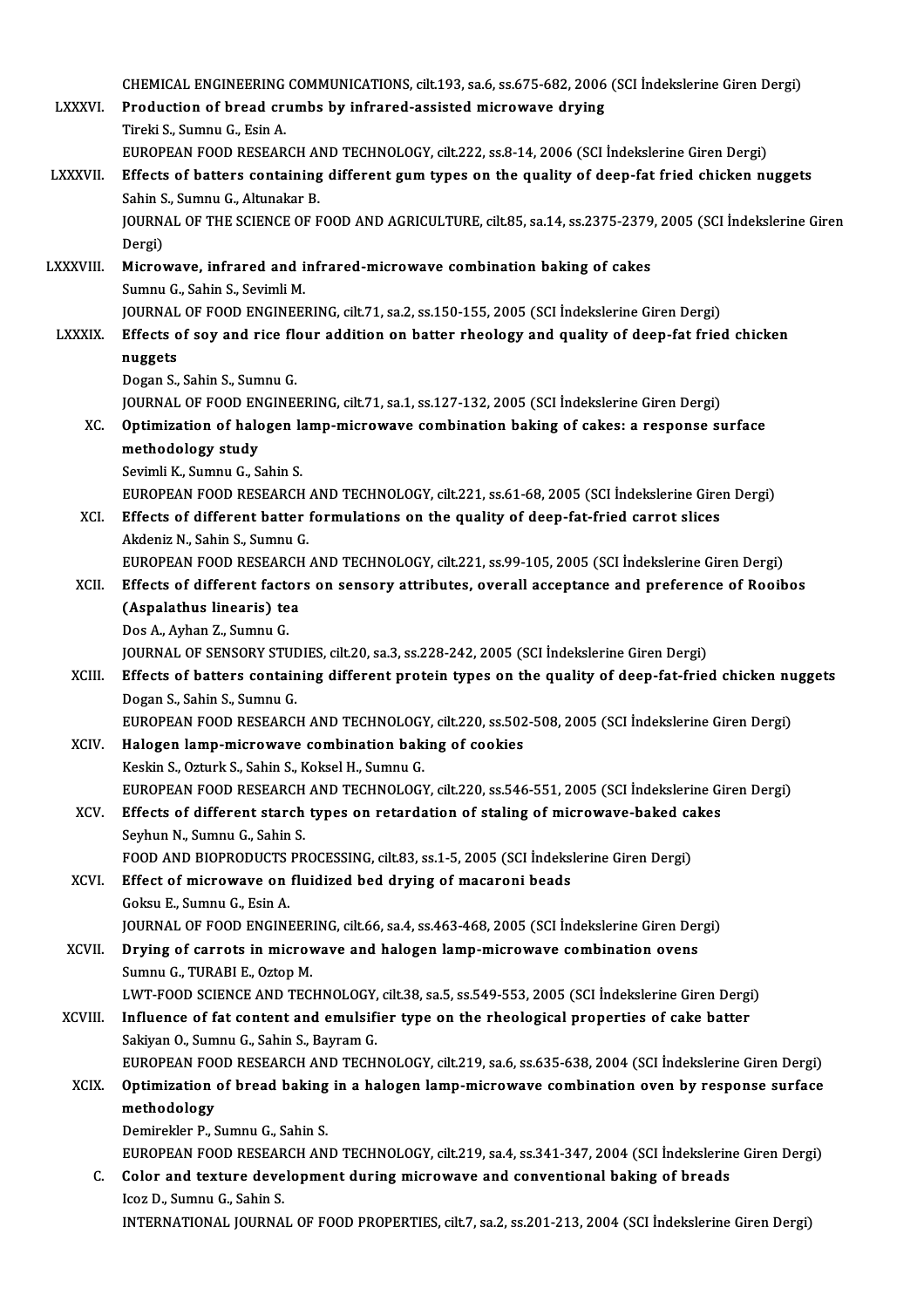CHEMICAL ENGINEERING COMMUNICATIONS, cilt.193, sa.6, ss.675-682, 2006 (SCI İndekslerine Giren Dergi)

LXXXVI. **Production of bread crumbs by infrared-assisted microwave drying**
Tireki S., Sumnu G., Esin A.
EUROPEAN FOOD RESEARCH AND TECHNOLOGY, cilt.222, ss.8-14, 2006 (SCI İndekslerine Giren Dergi)

LXXXVII. **Effects of batters containing different gum types on the quality of deep-fat fried chicken nuggets**
Sahin S., Sumnu G., Altunakar B.
JOURNAL OF THE SCIENCE OF FOOD AND AGRICULTURE, cilt.85, sa.14, ss.2375-2379, 2005 (SCI İndekslerine Giren Dergi)

LXXXVIII. **Microwave, infrared and infrared-microwave combination baking of cakes**
Sumnu G., Sahin S., Sevimli M.
JOURNAL OF FOOD ENGINEERING, cilt.71, sa.2, ss.150-155, 2005 (SCI İndekslerine Giren Dergi)

LXXXIX. **Effects of soy and rice flour addition on batter rheology and quality of deep-fat fried chicken nuggets**
Dogan S., Sahin S., Sumnu G.
JOURNAL OF FOOD ENGINEERING, cilt.71, sa.1, ss.127-132, 2005 (SCI İndekslerine Giren Dergi)

XC. **Optimization of halogen lamp-microwave combination baking of cakes: a response surface methodology study**
Sevimli K., Sumnu G., Sahin S.
EUROPEAN FOOD RESEARCH AND TECHNOLOGY, cilt.221, ss.61-68, 2005 (SCI İndekslerine Giren Dergi)

XCI. **Effects of different batter formulations on the quality of deep-fat-fried carrot slices**
Akdeniz N., Sahin S., Sumnu G.
EUROPEAN FOOD RESEARCH AND TECHNOLOGY, cilt.221, ss.99-105, 2005 (SCI İndekslerine Giren Dergi)

XCII. **Effects of different factors on sensory attributes, overall acceptance and preference of Rooibos (Aspalathus linearis) tea**
Dos A., Ayhan Z., Sumnu G.
JOURNAL OF SENSORY STUDIES, cilt.20, sa.3, ss.228-242, 2005 (SCI İndekslerine Giren Dergi)

XCIII. **Effects of batters containing different protein types on the quality of deep-fat-fried chicken nuggets**
Dogan S., Sahin S., Sumnu G.
EUROPEAN FOOD RESEARCH AND TECHNOLOGY, cilt.220, ss.502-508, 2005 (SCI İndekslerine Giren Dergi)

XCIV. **Halogen lamp-microwave combination baking of cookies**
Keskin S., Ozturk S., Sahin S., Koksel H., Sumnu G.
EUROPEAN FOOD RESEARCH AND TECHNOLOGY, cilt.220, ss.546-551, 2005 (SCI İndekslerine Giren Dergi)

XCV. **Effects of different starch types on retardation of staling of microwave-baked cakes**
Seyhun N., Sumnu G., Sahin S.
FOOD AND BIOPRODUCTS PROCESSING, cilt.83, ss.1-5, 2005 (SCI İndekslerine Giren Dergi)

XCVI. **Effect of microwave on fluidized bed drying of macaroni beads**
Goksu E., Sumnu G., Esin A.
JOURNAL OF FOOD ENGINEERING, cilt.66, sa.4, ss.463-468, 2005 (SCI İndekslerine Giren Dergi)

XCVII. **Drying of carrots in microwave and halogen lamp-microwave combination ovens**
Sumnu G., TURABI E., Oztop M.
LWT-FOOD SCIENCE AND TECHNOLOGY, cilt.38, sa.5, ss.549-553, 2005 (SCI İndekslerine Giren Dergi)

XCVIII. **Influence of fat content and emulsifier type on the rheological properties of cake batter**
Sakiyan O., Sumnu G., Sahin S., Bayram G.
EUROPEAN FOOD RESEARCH AND TECHNOLOGY, cilt.219, sa.6, ss.635-638, 2004 (SCI İndekslerine Giren Dergi)

XCIX. **Optimization of bread baking in a halogen lamp-microwave combination oven by response surface methodology**
Demirekler P., Sumnu G., Sahin S.
EUROPEAN FOOD RESEARCH AND TECHNOLOGY, cilt.219, sa.4, ss.341-347, 2004 (SCI İndekslerine Giren Dergi)

C. **Color and texture development during microwave and conventional baking of breads**
Icoz D., Sumnu G., Sahin S.
INTERNATIONAL JOURNAL OF FOOD PROPERTIES, cilt.7, sa.2, ss.201-213, 2004 (SCI İndekslerine Giren Dergi)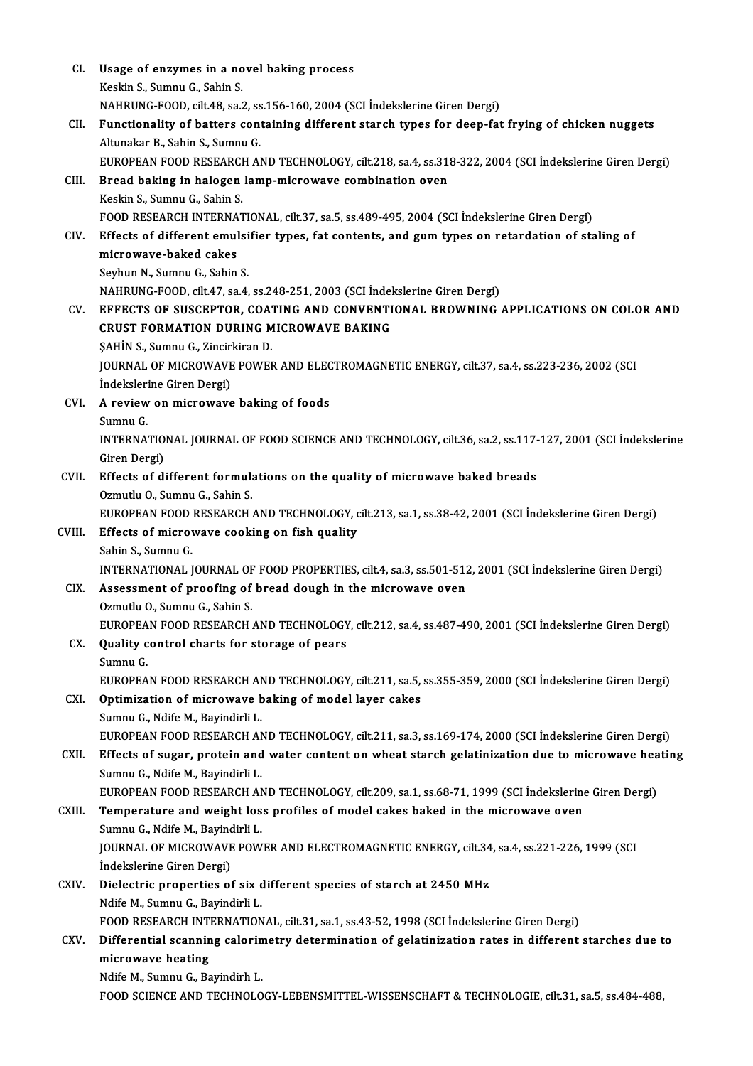CI. **Usage of enzymes in a novel baking process**
Keskin S., Sumnu G., Sahin S.
NAHRUNG-FOOD, cilt.48, sa.2, ss.156-160, 2004 (SCI İndekslerine Giren Dergi)

CII. **Functionality of batters containing different starch types for deep-fat frying of chicken nuggets**
Altunakar B., Sahin S., Sumnu G.
EUROPEAN FOOD RESEARCH AND TECHNOLOGY, cilt.218, sa.4, ss.318-322, 2004 (SCI İndekslerine Giren Dergi)

CIII. **Bread baking in halogen lamp-microwave combination oven**
Keskin S., Sumnu G., Sahin S.
FOOD RESEARCH INTERNATIONAL, cilt.37, sa.5, ss.489-495, 2004 (SCI İndekslerine Giren Dergi)

CIV. **Effects of different emulsifier types, fat contents, and gum types on retardation of staling of microwave-baked cakes**
Seyhun N., Sumnu G., Sahin S.
NAHRUNG-FOOD, cilt.47, sa.4, ss.248-251, 2003 (SCI İndekslerine Giren Dergi)

CV. **EFFECTS OF SUSCEPTOR, COATING AND CONVENTIONAL BROWNING APPLICATIONS ON COLOR AND CRUST FORMATION DURING MICROWAVE BAKING**
ŞAHİN S., Sumnu G., Zincirkiran D.
JOURNAL OF MICROWAVE POWER AND ELECTROMAGNETIC ENERGY, cilt.37, sa.4, ss.223-236, 2002 (SCI İndekslerine Giren Dergi)

CVI. **A review on microwave baking of foods**
Sumnu G.
INTERNATIONAL JOURNAL OF FOOD SCIENCE AND TECHNOLOGY, cilt.36, sa.2, ss.117-127, 2001 (SCI İndekslerine Giren Dergi)

CVII. **Effects of different formulations on the quality of microwave baked breads**
Ozmutlu O., Sumnu G., Sahin S.
EUROPEAN FOOD RESEARCH AND TECHNOLOGY, cilt.213, sa.1, ss.38-42, 2001 (SCI İndekslerine Giren Dergi)

CVIII. **Effects of microwave cooking on fish quality**
Sahin S., Sumnu G.
INTERNATIONAL JOURNAL OF FOOD PROPERTIES, cilt.4, sa.3, ss.501-512, 2001 (SCI İndekslerine Giren Dergi)

CIX. **Assessment of proofing of bread dough in the microwave oven**
Ozmutlu O., Sumnu G., Sahin S.
EUROPEAN FOOD RESEARCH AND TECHNOLOGY, cilt.212, sa.4, ss.487-490, 2001 (SCI İndekslerine Giren Dergi)

CX. **Quality control charts for storage of pears**
Sumnu G.
EUROPEAN FOOD RESEARCH AND TECHNOLOGY, cilt.211, sa.5, ss.355-359, 2000 (SCI İndekslerine Giren Dergi)

CXI. **Optimization of microwave baking of model layer cakes**
Sumnu G., Ndife M., Bayindirli L.
EUROPEAN FOOD RESEARCH AND TECHNOLOGY, cilt.211, sa.3, ss.169-174, 2000 (SCI İndekslerine Giren Dergi)

CXII. **Effects of sugar, protein and water content on wheat starch gelatinization due to microwave heating**
Sumnu G., Ndife M., Bayindirli L.
EUROPEAN FOOD RESEARCH AND TECHNOLOGY, cilt.209, sa.1, ss.68-71, 1999 (SCI İndekslerine Giren Dergi)

CXIII. **Temperature and weight loss profiles of model cakes baked in the microwave oven**
Sumnu G., Ndife M., Bayindirli L.
JOURNAL OF MICROWAVE POWER AND ELECTROMAGNETIC ENERGY, cilt.34, sa.4, ss.221-226, 1999 (SCI İndekslerine Giren Dergi)

CXIV. **Dielectric properties of six different species of starch at 2450 MHz**
Ndife M., Sumnu G., Bayindirli L.
FOOD RESEARCH INTERNATIONAL, cilt.31, sa.1, ss.43-52, 1998 (SCI İndekslerine Giren Dergi)

CXV. **Differential scanning calorimetry determination of gelatinization rates in different starches due to microwave heating**
Ndife M., Sumnu G., Bayindirh L.
FOOD SCIENCE AND TECHNOLOGY-LEBENSMITTEL-WISSENSCHAFT & TECHNOLOGIE, cilt.31, sa.5, ss.484-488,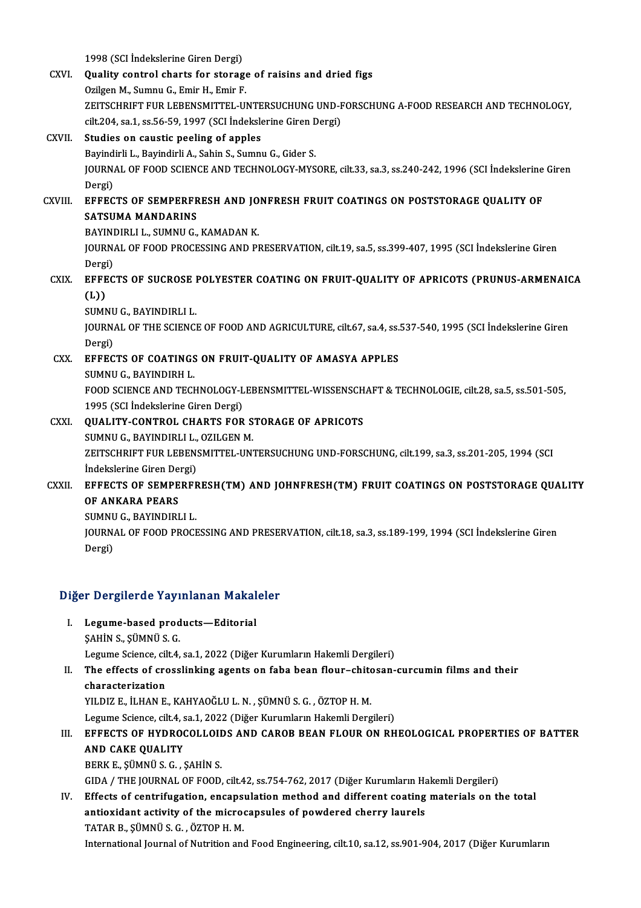1998 (SCI İndekslerine Giren Dergi)

CXVI. **Quality control charts for storage of raisins and dried figs**
Ozilgen M., Sumnu G., Emir H., Emir F.
ZEITSCHRIFT FUR LEBENSMITTEL-UNTERSUCHUNG UND-FORSCHUNG A-FOOD RESEARCH AND TECHNOLOGY, cilt.204, sa.1, ss.56-59, 1997 (SCI İndekslerine Giren Dergi)

CXVII. **Studies on caustic peeling of apples**
Bayindirli L., Bayindirli A., Sahin S., Sumnu G., Gider S.
JOURNAL OF FOOD SCIENCE AND TECHNOLOGY-MYSORE, cilt.33, sa.3, ss.240-242, 1996 (SCI İndekslerine Giren Dergi)

CXVIII. **EFFECTS OF SEMPERFRESH AND JONFRESH FRUIT COATINGS ON POSTSTORAGE QUALITY OF SATSUMA MANDARINS**
BAYINDIRLI L., SUMNU G., KAMADAN K.
JOURNAL OF FOOD PROCESSING AND PRESERVATION, cilt.19, sa.5, ss.399-407, 1995 (SCI İndekslerine Giren Dergi)

CXIX. **EFFECTS OF SUCROSE POLYESTER COATING ON FRUIT-QUALITY OF APRICOTS (PRUNUS-ARMENAICA (L))**
SUMNU G., BAYINDIRLI L.
JOURNAL OF THE SCIENCE OF FOOD AND AGRICULTURE, cilt.67, sa.4, ss.537-540, 1995 (SCI İndekslerine Giren Dergi)

CXX. **EFFECTS OF COATINGS ON FRUIT-QUALITY OF AMASYA APPLES**
SUMNU G., BAYINDIRH L.
FOOD SCIENCE AND TECHNOLOGY-LEBENSMITTEL-WISSENSCHAFT & TECHNOLOGIE, cilt.28, sa.5, ss.501-505, 1995 (SCI İndekslerine Giren Dergi)

CXXI. **QUALITY-CONTROL CHARTS FOR STORAGE OF APRICOTS**
SUMNU G., BAYINDIRLI L., OZILGEN M.
ZEITSCHRIFT FUR LEBENSMITTEL-UNTERSUCHUNG UND-FORSCHUNG, cilt.199, sa.3, ss.201-205, 1994 (SCI İndekslerine Giren Dergi)

CXXII. **EFFECTS OF SEMPERFRESH(TM) AND JOHNFRESH(TM) FRUIT COATINGS ON POSTSTORAGE QUALITY OF ANKARA PEARS**
SUMNU G., BAYINDIRLI L.
JOURNAL OF FOOD PROCESSING AND PRESERVATION, cilt.18, sa.3, ss.189-199, 1994 (SCI İndekslerine Giren Dergi)

## Diğer Dergilerde Yayınlanan Makaleler

I. **Legume-based products—Editorial**
ŞAHİN S., ŞÜMNÜ S. G.
Legume Science, cilt.4, sa.1, 2022 (Diğer Kurumların Hakemli Dergileri)

II. **The effects of crosslinking agents on faba bean flour–chitosan-curcumin films and their characterization**
YILDIZ E., İLHAN E., KAHYAOĞLU L. N. , ŞÜMNÜ S. G. , ÖZTOP H. M.
Legume Science, cilt.4, sa.1, 2022 (Diğer Kurumların Hakemli Dergileri)

III. **EFFECTS OF HYDROCOLLOIDS AND CAROB BEAN FLOUR ON RHEOLOGICAL PROPERTIES OF BATTER AND CAKE QUALITY**
BERK E., ŞÜMNÜ S. G. , ŞAHİN S.
GIDA / THE JOURNAL OF FOOD, cilt.42, ss.754-762, 2017 (Diğer Kurumların Hakemli Dergileri)

IV. **Effects of centrifugation, encapsulation method and different coating materials on the total antioxidant activity of the microcapsules of powdered cherry laurels**
TATAR B., ŞÜMNÜ S. G. , ÖZTOP H. M.
International Journal of Nutrition and Food Engineering, cilt.10, sa.12, ss.901-904, 2017 (Diğer Kurumların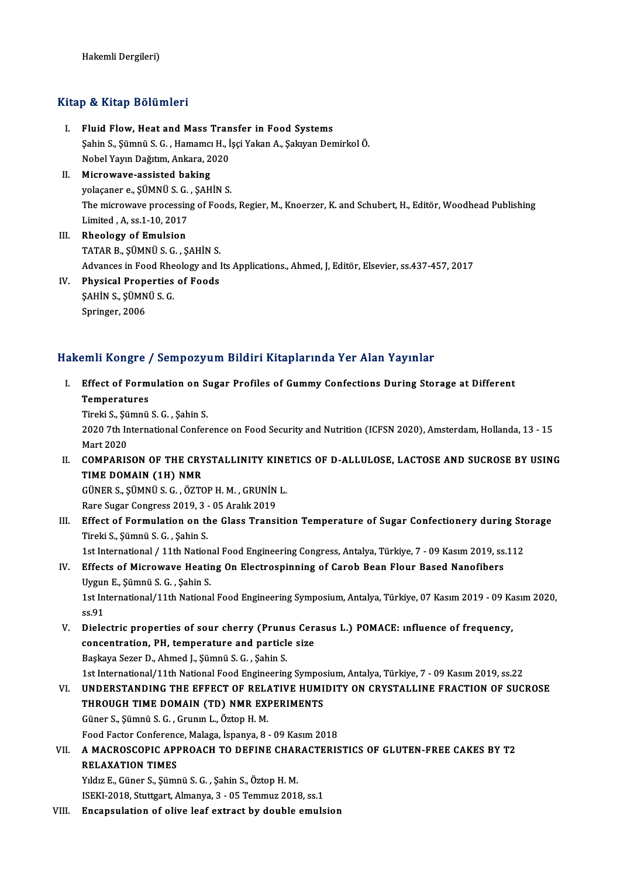Hakemli Dergileri)

## Kitap & Kitap Bölümleri

I. **Fluid Flow, Heat and Mass Transfer in Food Systems**
   Şahin S., Şümnü S. G. , Hamamcı H., İşçi Yakan A., Şakıyan Demirkol Ö.
   Nobel Yayın Dağıtım, Ankara, 2020
II. **Microwave-assisted baking**
   yolaçaner e., ŞÜMNÜ S. G. , ŞAHİN S.
   The microwave processing of Foods, Regier, M., Knoerzer, K. and Schubert, H., Editör, Woodhead Publishing Limited , A, ss.1-10, 2017
III. **Rheology of Emulsion**
   TATAR B., ŞÜMNÜ S. G. , ŞAHİN S.
   Advances in Food Rheology and Its Applications., Ahmed, J, Editör, Elsevier, ss.437-457, 2017
IV. **Physical Properties of Foods**
   ŞAHİN S., ŞÜMNÜ S. G.
   Springer, 2006

## Hakemli Kongre / Sempozyum Bildiri Kitaplarında Yer Alan Yayınlar

I. **Effect of Formulation on Sugar Profiles of Gummy Confections During Storage at Different Temperatures**
   Tireki S., Şümnü S. G. , Şahin S.
   2020 7th International Conference on Food Security and Nutrition (ICFSN 2020), Amsterdam, Hollanda, 13 - 15 Mart 2020
II. **COMPARISON OF THE CRYSTALLINITY KINETICS OF D-ALLULOSE, LACTOSE AND SUCROSE BY USING TIME DOMAIN (1H) NMR**
   GÜNER S., ŞÜMNÜ S. G. , ÖZTOP H. M. , GRUNİN L.
   Rare Sugar Congress 2019, 3 - 05 Aralık 2019
III. **Effect of Formulation on the Glass Transition Temperature of Sugar Confectionery during Storage**
   Tireki S., Şümnü S. G. , Şahin S.
   1st International / 11th National Food Engineering Congress, Antalya, Türkiye, 7 - 09 Kasım 2019, ss.112
IV. **Effects of Microwave Heating On Electrospinning of Carob Bean Flour Based Nanofibers**
   Uygun E., Şümnü S. G. , Şahin S.
   1st International/11th National Food Engineering Symposium, Antalya, Türkiye, 07 Kasım 2019 - 09 Kasım 2020, ss.91
V. **Dielectric properties of sour cherry (Prunus Cerasus L.) POMACE: ınfluence of frequency, concentration, PH, temperature and particle size**
   Başkaya Sezer D., Ahmed J., Şümnü S. G. , Şahin S.
   1st International/11th National Food Engineering Symposium, Antalya, Türkiye, 7 - 09 Kasım 2019, ss.22
VI. **UNDERSTANDING THE EFFECT OF RELATIVE HUMIDITY ON CRYSTALLINE FRACTION OF SUCROSE THROUGH TIME DOMAIN (TD) NMR EXPERIMENTS**
   Güner S., Şümnü S. G. , Grunın L., Öztop H. M.
   Food Factor Conference, Malaga, İspanya, 8 - 09 Kasım 2018
VII. **A MACROSCOPIC APPROACH TO DEFINE CHARACTERISTICS OF GLUTEN-FREE CAKES BY T2 RELAXATION TIMES**
   Yıldız E., Güner S., Şümnü S. G. , Şahin S., Öztop H. M.
   ISEKI-2018, Stuttgart, Almanya, 3 - 05 Temmuz 2018, ss.1
VIII. **Encapsulation of olive leaf extract by double emulsion**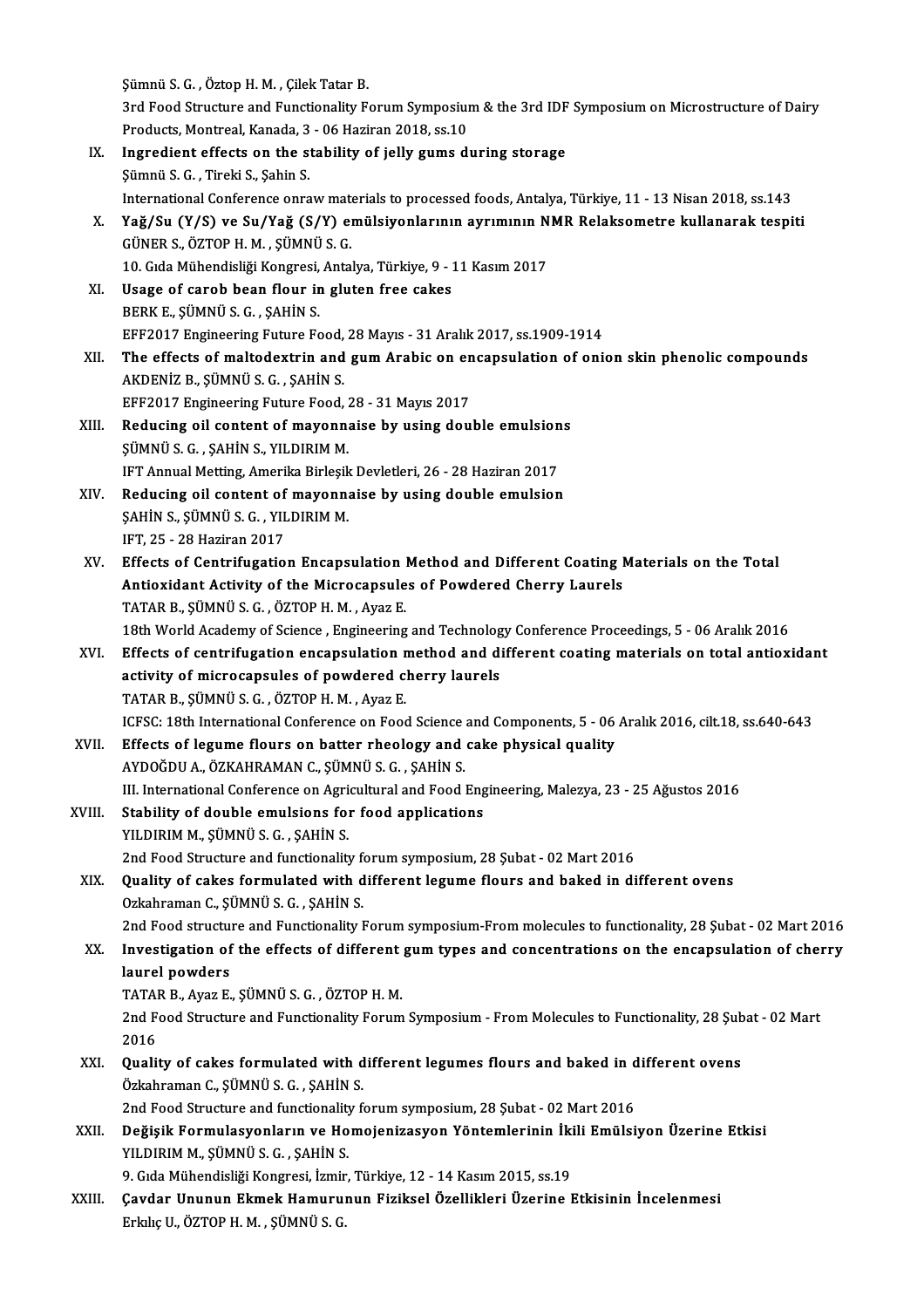Şümnü S. G. , Öztop H. M. , Çilek Tatar B.
3rd Food Structure and Functionality Forum Symposium & the 3rd IDF Symposium on Microstructure of Dairy Products, Montreal, Kanada, 3 - 06 Haziran 2018, ss.10

IX. **Ingredient effects on the stability of jelly gums during storage**
Şümnü S. G. , Tireki S., Şahin S.
International Conference onraw materials to processed foods, Antalya, Türkiye, 11 - 13 Nisan 2018, ss.143

X. **Yağ/Su (Y/S) ve Su/Yağ (S/Y) emülsiyonlarının ayrımının NMR Relaksometre kullanarak tespiti**
GÜNER S., ÖZTOP H. M. , ŞÜMNÜ S. G.
10. Gıda Mühendisliği Kongresi, Antalya, Türkiye, 9 - 11 Kasım 2017

XI. **Usage of carob bean flour in gluten free cakes**
BERK E., ŞÜMNÜ S. G. , ŞAHİN S.
EFF2017 Engineering Future Food, 28 Mayıs - 31 Aralık 2017, ss.1909-1914

XII. **The effects of maltodextrin and gum Arabic on encapsulation of onion skin phenolic compounds**
AKDENİZ B., ŞÜMNÜ S. G. , ŞAHİN S.
EFF2017 Engineering Future Food, 28 - 31 Mayıs 2017

XIII. **Reducing oil content of mayonnaise by using double emulsions**
ŞÜMNÜ S. G. , ŞAHİN S., YILDIRIM M.
IFT Annual Metting, Amerika Birleşik Devletleri, 26 - 28 Haziran 2017

XIV. **Reducing oil content of mayonnaise by using double emulsion**
ŞAHİN S., ŞÜMNÜ S. G. , YILDIRIM M.
IFT, 25 - 28 Haziran 2017

XV. **Effects of Centrifugation Encapsulation Method and Different Coating Materials on the Total Antioxidant Activity of the Microcapsules of Powdered Cherry Laurels**
TATAR B., ŞÜMNÜ S. G. , ÖZTOP H. M. , Ayaz E.
18th World Academy of Science , Engineering and Technology Conference Proceedings, 5 - 06 Aralık 2016

XVI. **Effects of centrifugation encapsulation method and different coating materials on total antioxidant activity of microcapsules of powdered cherry laurels**
TATAR B., ŞÜMNÜ S. G. , ÖZTOP H. M. , Ayaz E.
ICFSC: 18th International Conference on Food Science and Components, 5 - 06 Aralık 2016, cilt.18, ss.640-643

XVII. **Effects of legume flours on batter rheology and cake physical quality**
AYDOĞDU A., ÖZKAHRAMAN C., ŞÜMNÜ S. G. , ŞAHİN S.
III. International Conference on Agricultural and Food Engineering, Malezya, 23 - 25 Ağustos 2016

XVIII. **Stability of double emulsions for food applications**
YILDIRIM M., ŞÜMNÜ S. G. , ŞAHİN S.
2nd Food Structure and functionality forum symposium, 28 Şubat - 02 Mart 2016

XIX. **Quality of cakes formulated with different legume flours and baked in different ovens**
Ozkahraman C., ŞÜMNÜ S. G. , ŞAHİN S.
2nd Food structure and Functionality Forum symposium-From molecules to functionality, 28 Şubat - 02 Mart 2016

XX. **Investigation of the effects of different gum types and concentrations on the encapsulation of cherry laurel powders**
TATAR B., Ayaz E., ŞÜMNÜ S. G. , ÖZTOP H. M.
2nd Food Structure and Functionality Forum Symposium - From Molecules to Functionality, 28 Şubat - 02 Mart 2016

XXI. **Quality of cakes formulated with different legumes flours and baked in different ovens**
Özkahraman C., ŞÜMNÜ S. G. , ŞAHİN S.
2nd Food Structure and functionality forum symposium, 28 Şubat - 02 Mart 2016

XXII. **Değişik Formulasyonların ve Homojenizasyon Yöntemlerinin İkili Emülsiyon Üzerine Etkisi**
YILDIRIM M., ŞÜMNÜ S. G. , ŞAHİN S.
9. Gıda Mühendisliği Kongresi, İzmir, Türkiye, 12 - 14 Kasım 2015, ss.19

XXIII. **Çavdar Ununun Ekmek Hamurunun Fiziksel Özellikleri Üzerine Etkisinin İncelenmesi**
Erkılıç U., ÖZTOP H. M. , ŞÜMNÜ S. G.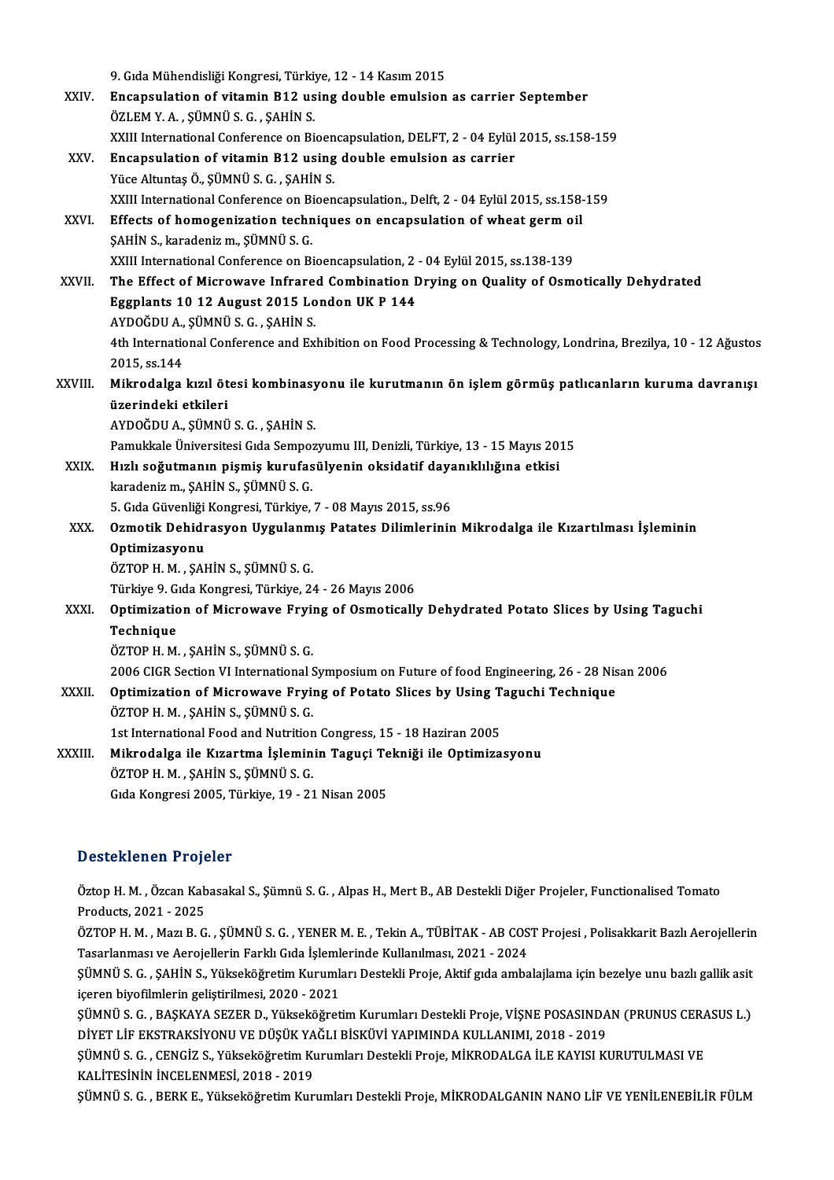9. Gıda Mühendisliği Kongresi, Türkiye, 12 - 14 Kasım 2015

XXIV. **Encapsulation of vitamin B12 using double emulsion as carrier September**
ÖZLEM Y. A. , ŞÜMNÜ S. G. , ŞAHİN S.
XXIII International Conference on Bioencapsulation, DELFT, 2 - 04 Eylül 2015, ss.158-159

XXV. **Encapsulation of vitamin B12 using double emulsion as carrier**
Yüce Altuntaş Ö., ŞÜMNÜ S. G. , ŞAHİN S.
XXIII International Conference on Bioencapsulation., Delft, 2 - 04 Eylül 2015, ss.158-159

XXVI. **Effects of homogenization techniques on encapsulation of wheat germ oil**
ŞAHİN S., karadeniz m., ŞÜMNÜ S. G.
XXIII International Conference on Bioencapsulation, 2 - 04 Eylül 2015, ss.138-139

XXVII. **The Effect of Microwave Infrared Combination Drying on Quality of Osmotically Dehydrated Eggplants 10 12 August 2015 London UK P 144**
AYDOĞDU A., ŞÜMNÜ S. G. , ŞAHİN S.
4th International Conference and Exhibition on Food Processing & Technology, Londrina, Brezilya, 10 - 12 Ağustos 2015, ss.144

XXVIII. **Mikrodalga kızıl ötesi kombinasyonu ile kurutmanın ön işlem görmüş patlıcanların kuruma davranışı üzerindeki etkileri**
AYDOĞDU A., ŞÜMNÜ S. G. , ŞAHİN S.
Pamukkale Üniversitesi Gıda Sempozyumu III, Denizli, Türkiye, 13 - 15 Mayıs 2015

XXIX. **Hızlı soğutmanın pişmiş kurufasülyenin oksidatif dayanıklılığına etkisi**
karadeniz m., ŞAHİN S., ŞÜMNÜ S. G.
5. Gıda Güvenliği Kongresi, Türkiye, 7 - 08 Mayıs 2015, ss.96

XXX. **Ozmotik Dehidrasyon Uygulanmış Patates Dilimlerinin Mikrodalga ile Kızartılması İşleminin Optimizasyonu**
ÖZTOP H. M. , ŞAHİN S., ŞÜMNÜ S. G.
Türkiye 9. Gıda Kongresi, Türkiye, 24 - 26 Mayıs 2006

XXXI. **Optimization of Microwave Frying of Osmotically Dehydrated Potato Slices by Using Taguchi Technique**
ÖZTOP H. M. , ŞAHİN S., ŞÜMNÜ S. G.
2006 CIGR Section VI International Symposium on Future of food Engineering, 26 - 28 Nisan 2006

XXXII. **Optimization of Microwave Frying of Potato Slices by Using Taguchi Technique**
ÖZTOP H. M. , ŞAHİN S., ŞÜMNÜ S. G.
1st International Food and Nutrition Congress, 15 - 18 Haziran 2005

XXXIII. **Mikrodalga ile Kızartma İşleminin Taguçi Tekniği ile Optimizasyonu**
ÖZTOP H. M. , ŞAHİN S., ŞÜMNÜ S. G.
Gıda Kongresi 2005, Türkiye, 19 - 21 Nisan 2005

## Desteklenen Projeler

Öztop H. M. , Özcan Kabasakal S., Şümnü S. G. , Alpas H., Mert B., AB Destekli Diğer Projeler, Functionalised Tomato Products, 2021 - 2025

ÖZTOP H. M. , Mazı B. G. , ŞÜMNÜ S. G. , YENER M. E. , Tekin A., TÜBİTAK - AB COST Projesi , Polisakkarit Bazlı Aerojellerin Tasarlanması ve Aerojellerin Farklı Gıda İşlemlerinde Kullanılması, 2021 - 2024

ŞÜMNÜ S. G. , ŞAHİN S., Yükseköğretim Kurumları Destekli Proje, Aktif gıda ambalajlama için bezelye unu bazlı gallik asit içeren biyofilmlerin geliştirilmesi, 2020 - 2021

ŞÜMNÜ S. G. , BAŞKAYA SEZER D., Yükseköğretim Kurumları Destekli Proje, VİŞNE POSASINDAN (PRUNUS CERASUS L.) DİYET LİF EKSTRAKSİYONU VE DÜŞÜK YAĞLI BİSKÜVİ YAPIMINDA KULLANIMI, 2018 - 2019

ŞÜMNÜ S. G. , CENGİZ S., Yükseköğretim Kurumları Destekli Proje, MİKRODALGA İLE KAYISI KURUTULMASI VE KALİTESİNİN İNCELENMESİ, 2018 - 2019

ŞÜMNÜ S. G. , BERK E., Yükseköğretim Kurumları Destekli Proje, MİKRODALGANIN NANO LİF VE YENİLENEBİLİR FÜLM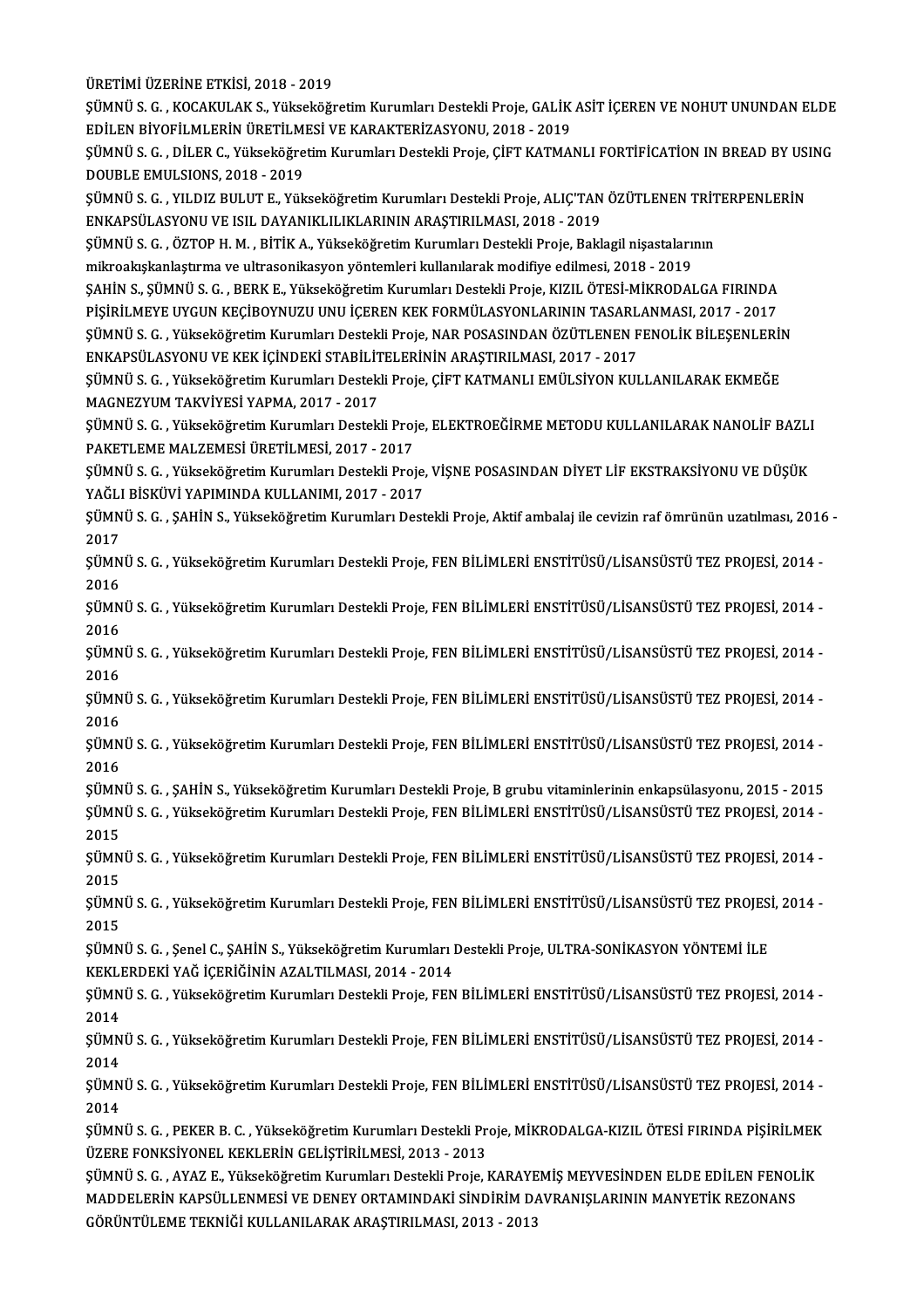ÜRETİMİ ÜZERİNE ETKİSİ, 2018 - 2019

ŞÜMNÜ S. G. , KOCAKULAK S., Yükseköğretim Kurumları Destekli Proje, GALİK ASİT İÇEREN VE NOHUT UNUNDAN ELDE EDİLEN BİYOFİLMLERİN ÜRETİLMESİ VE KARAKTERİZASYONU, 2018 - 2019

ŞÜMNÜ S. G. , DİLER C., Yükseköğretim Kurumları Destekli Proje, ÇİFT KATMANLI FORTİFİCATİON IN BREAD BY USING DOUBLE EMULSIONS, 2018 - 2019

ŞÜMNÜ S. G. , YILDIZ BULUT E., Yükseköğretim Kurumları Destekli Proje, ALIÇ'TAN ÖZÜTLENEN TRİTERPENLERİN ENKAPSÜLASYONU VE ISIL DAYANIKLILIKLARININ ARAŞTIRILMASI, 2018 - 2019

ŞÜMNÜ S. G. , ÖZTOP H. M. , BİTİK A., Yükseköğretim Kurumları Destekli Proje, Baklagil nişastalarının mikroakışkanlaştırma ve ultrasonikasyon yöntemleri kullanılarak modifiye edilmesi, 2018 - 2019

ŞAHİN S., ŞÜMNÜ S. G. , BERK E., Yükseköğretim Kurumları Destekli Proje, KIZIL ÖTESİ-MİKRODALGA FIRINDA PİŞİRİLMEYE UYGUN KEÇİBOYNUZU UNU İÇEREN KEK FORMÜLASYONLARININ TASARLANMASI, 2017 - 2017

ŞÜMNÜ S. G. , Yükseköğretim Kurumları Destekli Proje, NAR POSASINDAN ÖZÜTLENEN FENOLİK BİLEŞENLERİN ENKAPSÜLASYONU VE KEK İÇİNDEKİ STABİLİTELERİNİN ARAŞTIRILMASI, 2017 - 2017

ŞÜMNÜ S. G. , Yükseköğretim Kurumları Destekli Proje, ÇİFT KATMANLI EMÜLSİYON KULLANILARAK EKMEĞE MAGNEZYUM TAKVİYESİ YAPMA, 2017 - 2017

ŞÜMNÜ S. G. , Yükseköğretim Kurumları Destekli Proje, ELEKTROEĞİRME METODU KULLANILARAK NANOLİF BAZLI PAKETLEME MALZEMESİ ÜRETİLMESİ, 2017 - 2017

ŞÜMNÜ S. G. , Yükseköğretim Kurumları Destekli Proje, VİŞNE POSASINDAN DİYET LİF EKSTRAKSİYONU VE DÜŞÜK YAĞLI BİSKÜVİ YAPIMINDA KULLANIMI, 2017 - 2017

ŞÜMNÜ S. G. , ŞAHİN S., Yükseköğretim Kurumları Destekli Proje, Aktif ambalaj ile cevizin raf ömrünün uzatılması, 2016 - 2017

ŞÜMNÜ S. G. , Yükseköğretim Kurumları Destekli Proje, FEN BİLİMLERİ ENSTİTÜSÜ/LİSANSÜSTÜ TEZ PROJESİ, 2014 - 2016

ŞÜMNÜ S. G. , Yükseköğretim Kurumları Destekli Proje, FEN BİLİMLERİ ENSTİTÜSÜ/LİSANSÜSTÜ TEZ PROJESİ, 2014 - 2016

ŞÜMNÜ S. G. , Yükseköğretim Kurumları Destekli Proje, FEN BİLİMLERİ ENSTİTÜSÜ/LİSANSÜSTÜ TEZ PROJESİ, 2014 - 2016

ŞÜMNÜ S. G. , Yükseköğretim Kurumları Destekli Proje, FEN BİLİMLERİ ENSTİTÜSÜ/LİSANSÜSTÜ TEZ PROJESİ, 2014 - 2016

ŞÜMNÜ S. G. , Yükseköğretim Kurumları Destekli Proje, FEN BİLİMLERİ ENSTİTÜSÜ/LİSANSÜSTÜ TEZ PROJESİ, 2014 - 2016

ŞÜMNÜ S. G. , ŞAHİN S., Yükseköğretim Kurumları Destekli Proje, B grubu vitaminlerinin enkapsülasyonu, 2015 - 2015

ŞÜMNÜ S. G. , Yükseköğretim Kurumları Destekli Proje, FEN BİLİMLERİ ENSTİTÜSÜ/LİSANSÜSTÜ TEZ PROJESİ, 2014 - 2015

ŞÜMNÜ S. G. , Yükseköğretim Kurumları Destekli Proje, FEN BİLİMLERİ ENSTİTÜSÜ/LİSANSÜSTÜ TEZ PROJESİ, 2014 - 2015

ŞÜMNÜ S. G. , Yükseköğretim Kurumları Destekli Proje, FEN BİLİMLERİ ENSTİTÜSÜ/LİSANSÜSTÜ TEZ PROJESİ, 2014 - 2015

ŞÜMNÜ S. G. , Şenel C., ŞAHİN S., Yükseköğretim Kurumları Destekli Proje, ULTRA-SONİKASYON YÖNTEMİ İLE KEKLERDEKİ YAĞ İÇERİĞİNİN AZALTILMASI, 2014 - 2014

ŞÜMNÜ S. G. , Yükseköğretim Kurumları Destekli Proje, FEN BİLİMLERİ ENSTİTÜSÜ/LİSANSÜSTÜ TEZ PROJESİ, 2014 - 2014

ŞÜMNÜ S. G. , Yükseköğretim Kurumları Destekli Proje, FEN BİLİMLERİ ENSTİTÜSÜ/LİSANSÜSTÜ TEZ PROJESİ, 2014 - 2014

ŞÜMNÜ S. G. , Yükseköğretim Kurumları Destekli Proje, FEN BİLİMLERİ ENSTİTÜSÜ/LİSANSÜSTÜ TEZ PROJESİ, 2014 - 2014

ŞÜMNÜ S. G. , PEKER B. C. , Yükseköğretim Kurumları Destekli Proje, MİKRODALGA-KIZIL ÖTESİ FIRINDA PİŞİRİLMEK ÜZERE FONKSİYONEL KEKLERİN GELİŞTİRİLMESİ, 2013 - 2013

ŞÜMNÜ S. G. , AYAZ E., Yükseköğretim Kurumları Destekli Proje, KARAYEMİŞ MEYVESİNDEN ELDE EDİLEN FENOLİK MADDELERİN KAPSÜLLENMESİ VE DENEY ORTAMINDAKİ SİNDİRİM DAVRANIŞLARININ MANYETİK REZONANS GÖRÜNTÜLEME TEKNİĞİ KULLANILARAK ARAŞTIRILMASI, 2013 - 2013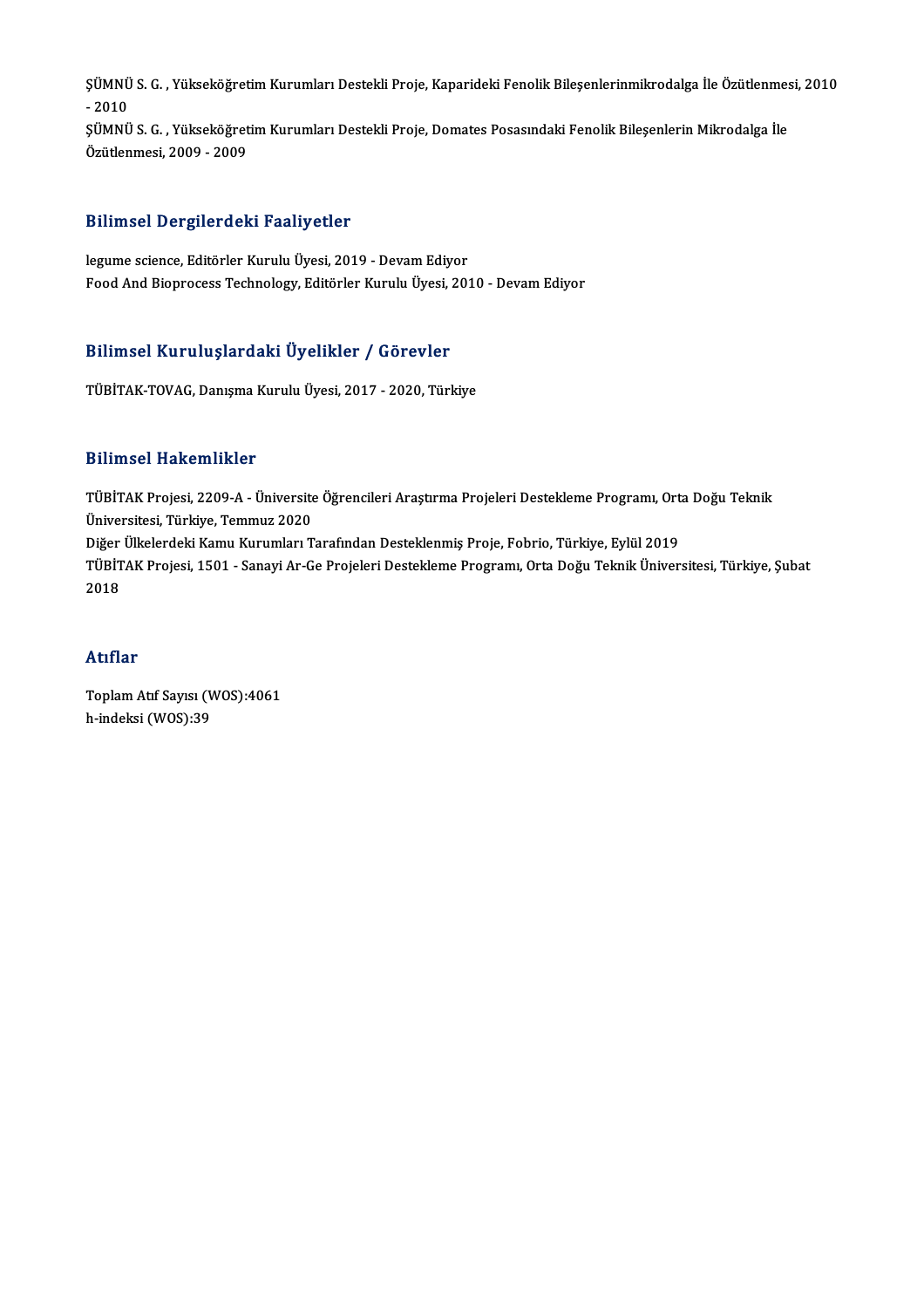ŞÜMNÜ S. G. , Yükseköğretim Kurumları Destekli Proje, Kaparideki Fenolik Bileşenlerinmikrodalga İle Özütlenmesi, 2010 - 2010

ŞÜMNÜ S. G. , Yükseköğretim Kurumları Destekli Proje, Domates Posasındaki Fenolik Bileşenlerin Mikrodalga İle Özütlenmesi, 2009 - 2009

## Bilimsel Dergilerdeki Faaliyetler

legume science, Editörler Kurulu Üyesi, 2019 - Devam Ediyor

Food And Bioprocess Technology, Editörler Kurulu Üyesi, 2010 - Devam Ediyor

## Bilimsel Kuruluşlardaki Üyelikler / Görevler

TÜBİTAK-TOVAG, Danışma Kurulu Üyesi, 2017 - 2020, Türkiye

## Bilimsel Hakemlikler

TÜBİTAK Projesi, 2209-A - Üniversite Öğrencileri Araştırma Projeleri Destekleme Programı, Orta Doğu Teknik Üniversitesi, Türkiye, Temmuz 2020

Diğer Ülkelerdeki Kamu Kurumları Tarafından Desteklenmiş Proje, Fobrio, Türkiye, Eylül 2019

TÜBİTAK Projesi, 1501 - Sanayi Ar-Ge Projeleri Destekleme Programı, Orta Doğu Teknik Üniversitesi, Türkiye, Şubat 2018

## Atıflar

Toplam Atıf Sayısı (WOS):4061

h-indeksi (WOS):39